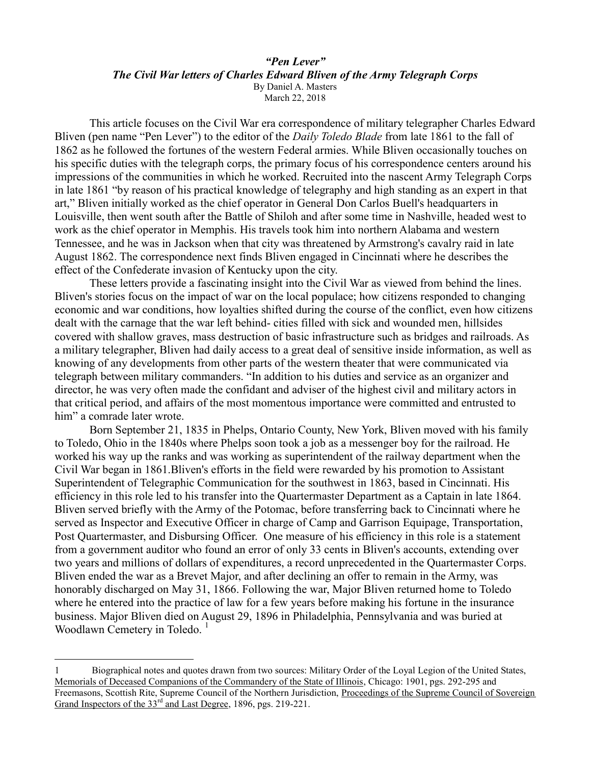# *"Pen Lever"*
## *The Civil War letters of Charles Edward Bliven of the Army Telegraph Corps*

By Daniel A. Masters
March 22, 2018

This article focuses on the Civil War era correspondence of military telegrapher Charles Edward Bliven (pen name "Pen Lever") to the editor of the *Daily Toledo Blade* from late 1861 to the fall of 1862 as he followed the fortunes of the western Federal armies. While Bliven occasionally touches on his specific duties with the telegraph corps, the primary focus of his correspondence centers around his impressions of the communities in which he worked. Recruited into the nascent Army Telegraph Corps in late 1861 "by reason of his practical knowledge of telegraphy and high standing as an expert in that art," Bliven initially worked as the chief operator in General Don Carlos Buell's headquarters in Louisville, then went south after the Battle of Shiloh and after some time in Nashville, headed west to work as the chief operator in Memphis. His travels took him into northern Alabama and western Tennessee, and he was in Jackson when that city was threatened by Armstrong's cavalry raid in late August 1862. The correspondence next finds Bliven engaged in Cincinnati where he describes the effect of the Confederate invasion of Kentucky upon the city.

These letters provide a fascinating insight into the Civil War as viewed from behind the lines. Bliven's stories focus on the impact of war on the local populace; how citizens responded to changing economic and war conditions, how loyalties shifted during the course of the conflict, even how citizens dealt with the carnage that the war left behind- cities filled with sick and wounded men, hillsides covered with shallow graves, mass destruction of basic infrastructure such as bridges and railroads. As a military telegrapher, Bliven had daily access to a great deal of sensitive inside information, as well as knowing of any developments from other parts of the western theater that were communicated via telegraph between military commanders. "In addition to his duties and service as an organizer and director, he was very often made the confidant and adviser of the highest civil and military actors in that critical period, and affairs of the most momentous importance were committed and entrusted to him" a comrade later wrote.

Born September 21, 1835 in Phelps, Ontario County, New York, Bliven moved with his family to Toledo, Ohio in the 1840s where Phelps soon took a job as a messenger boy for the railroad. He worked his way up the ranks and was working as superintendent of the railway department when the Civil War began in 1861.Bliven's efforts in the field were rewarded by his promotion to Assistant Superintendent of Telegraphic Communication for the southwest in 1863, based in Cincinnati. His efficiency in this role led to his transfer into the Quartermaster Department as a Captain in late 1864. Bliven served briefly with the Army of the Potomac, before transferring back to Cincinnati where he served as Inspector and Executive Officer in charge of Camp and Garrison Equipage, Transportation, Post Quartermaster, and Disbursing Officer. One measure of his efficiency in this role is a statement from a government auditor who found an error of only 33 cents in Bliven's accounts, extending over two years and millions of dollars of expenditures, a record unprecedented in the Quartermaster Corps. Bliven ended the war as a Brevet Major, and after declining an offer to remain in the Army, was honorably discharged on May 31, 1866. Following the war, Major Bliven returned home to Toledo where he entered into the practice of law for a few years before making his fortune in the insurance business. Major Bliven died on August 29, 1896 in Philadelphia, Pennsylvania and was buried at Woodlawn Cemetery in Toledo. [1]

---

1 Biographical notes and quotes drawn from two sources: Military Order of the Loyal Legion of the United States, Memorials of Deceased Companions of the Commandery of the State of Illinois, Chicago: 1901, pgs. 292-295 and Freemasons, Scottish Rite, Supreme Council of the Northern Jurisdiction, Proceedings of the Supreme Council of Sovereign Grand Inspectors of the 33rd and Last Degree, 1896, pgs. 219-221.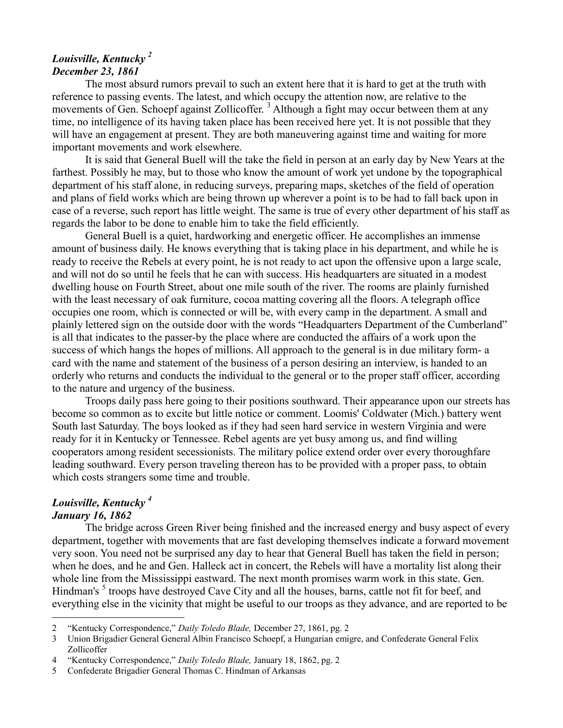### ***Louisville, Kentucky*** [2]
### ***December 23, 1861***

The most absurd rumors prevail to such an extent here that it is hard to get at the truth with reference to passing events. The latest, and which occupy the attention now, are relative to the movements of Gen. Schoepf against Zollicoffer. [3] Although a fight may occur between them at any time, no intelligence of its having taken place has been received here yet. It is not possible that they will have an engagement at present. They are both maneuvering against time and waiting for more important movements and work elsewhere.

It is said that General Buell will the take the field in person at an early day by New Years at the farthest. Possibly he may, but to those who know the amount of work yet undone by the topographical department of his staff alone, in reducing surveys, preparing maps, sketches of the field of operation and plans of field works which are being thrown up wherever a point is to be had to fall back upon in case of a reverse, such report has little weight. The same is true of every other department of his staff as regards the labor to be done to enable him to take the field efficiently.

General Buell is a quiet, hardworking and energetic officer. He accomplishes an immense amount of business daily. He knows everything that is taking place in his department, and while he is ready to receive the Rebels at every point, he is not ready to act upon the offensive upon a large scale, and will not do so until he feels that he can with success. His headquarters are situated in a modest dwelling house on Fourth Street, about one mile south of the river. The rooms are plainly furnished with the least necessary of oak furniture, cocoa matting covering all the floors. A telegraph office occupies one room, which is connected or will be, with every camp in the department. A small and plainly lettered sign on the outside door with the words "Headquarters Department of the Cumberland" is all that indicates to the passer-by the place where are conducted the affairs of a work upon the success of which hangs the hopes of millions. All approach to the general is in due military form- a card with the name and statement of the business of a person desiring an interview, is handed to an orderly who returns and conducts the individual to the general or to the proper staff officer, according to the nature and urgency of the business.

Troops daily pass here going to their positions southward. Their appearance upon our streets has become so common as to excite but little notice or comment. Loomis' Coldwater (Mich.) battery went South last Saturday. The boys looked as if they had seen hard service in western Virginia and were ready for it in Kentucky or Tennessee. Rebel agents are yet busy among us, and find willing cooperators among resident secessionists. The military police extend order over every thoroughfare leading southward. Every person traveling thereon has to be provided with a proper pass, to obtain which costs strangers some time and trouble.

### ***Louisville, Kentucky*** [4]
### ***January 16, 1862***

The bridge across Green River being finished and the increased energy and busy aspect of every department, together with movements that are fast developing themselves indicate a forward movement very soon. You need not be surprised any day to hear that General Buell has taken the field in person; when he does, and he and Gen. Halleck act in concert, the Rebels will have a mortality list along their whole line from the Mississippi eastward. The next month promises warm work in this state. Gen. Hindman's [5] troops have destroyed Cave City and all the houses, barns, cattle not fit for beef, and everything else in the vicinity that might be useful to our troops as they advance, and are reported to be

---

2 "Kentucky Correspondence," *Daily Toledo Blade,* December 27, 1861, pg. 2

3 Union Brigadier General General Albin Francisco Schoepf, a Hungarian emigre, and Confederate General Felix Zollicoffer

4 "Kentucky Correspondence," *Daily Toledo Blade,* January 18, 1862, pg. 2

5 Confederate Brigadier General Thomas C. Hindman of Arkansas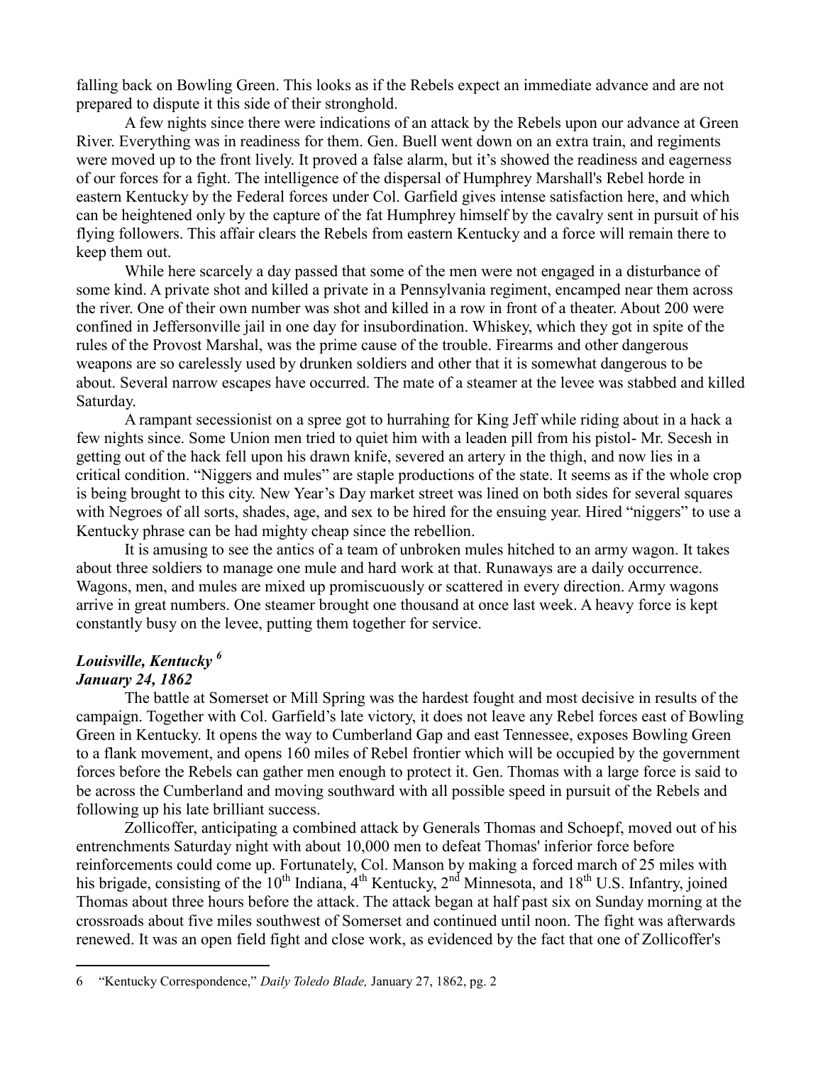falling back on Bowling Green. This looks as if the Rebels expect an immediate advance and are not prepared to dispute it this side of their stronghold.

A few nights since there were indications of an attack by the Rebels upon our advance at Green River. Everything was in readiness for them. Gen. Buell went down on an extra train, and regiments were moved up to the front lively. It proved a false alarm, but it's showed the readiness and eagerness of our forces for a fight. The intelligence of the dispersal of Humphrey Marshall's Rebel horde in eastern Kentucky by the Federal forces under Col. Garfield gives intense satisfaction here, and which can be heightened only by the capture of the fat Humphrey himself by the cavalry sent in pursuit of his flying followers. This affair clears the Rebels from eastern Kentucky and a force will remain there to keep them out.

While here scarcely a day passed that some of the men were not engaged in a disturbance of some kind. A private shot and killed a private in a Pennsylvania regiment, encamped near them across the river. One of their own number was shot and killed in a row in front of a theater. About 200 were confined in Jeffersonville jail in one day for insubordination. Whiskey, which they got in spite of the rules of the Provost Marshal, was the prime cause of the trouble. Firearms and other dangerous weapons are so carelessly used by drunken soldiers and other that it is somewhat dangerous to be about. Several narrow escapes have occurred. The mate of a steamer at the levee was stabbed and killed Saturday.

A rampant secessionist on a spree got to hurrahing for King Jeff while riding about in a hack a few nights since. Some Union men tried to quiet him with a leaden pill from his pistol- Mr. Secesh in getting out of the hack fell upon his drawn knife, severed an artery in the thigh, and now lies in a critical condition. "Niggers and mules" are staple productions of the state. It seems as if the whole crop is being brought to this city. New Year's Day market street was lined on both sides for several squares with Negroes of all sorts, shades, age, and sex to be hired for the ensuing year. Hired "niggers" to use a Kentucky phrase can be had mighty cheap since the rebellion.

It is amusing to see the antics of a team of unbroken mules hitched to an army wagon. It takes about three soldiers to manage one mule and hard work at that. Runaways are a daily occurrence. Wagons, men, and mules are mixed up promiscuously or scattered in every direction. Army wagons arrive in great numbers. One steamer brought one thousand at once last week. A heavy force is kept constantly busy on the levee, putting them together for service.

### *Louisville, Kentucky [6]*
### *January 24, 1862*

The battle at Somerset or Mill Spring was the hardest fought and most decisive in results of the campaign. Together with Col. Garfield's late victory, it does not leave any Rebel forces east of Bowling Green in Kentucky. It opens the way to Cumberland Gap and east Tennessee, exposes Bowling Green to a flank movement, and opens 160 miles of Rebel frontier which will be occupied by the government forces before the Rebels can gather men enough to protect it. Gen. Thomas with a large force is said to be across the Cumberland and moving southward with all possible speed in pursuit of the Rebels and following up his late brilliant success.

Zollicoffer, anticipating a combined attack by Generals Thomas and Schoepf, moved out of his entrenchments Saturday night with about 10,000 men to defeat Thomas' inferior force before reinforcements could come up. Fortunately, Col. Manson by making a forced march of 25 miles with his brigade, consisting of the 10th Indiana, 4th Kentucky, 2nd Minnesota, and 18th U.S. Infantry, joined Thomas about three hours before the attack. The attack began at half past six on Sunday morning at the crossroads about five miles southwest of Somerset and continued until noon. The fight was afterwards renewed. It was an open field fight and close work, as evidenced by the fact that one of Zollicoffer's

---

6 "Kentucky Correspondence," *Daily Toledo Blade,* January 27, 1862, pg. 2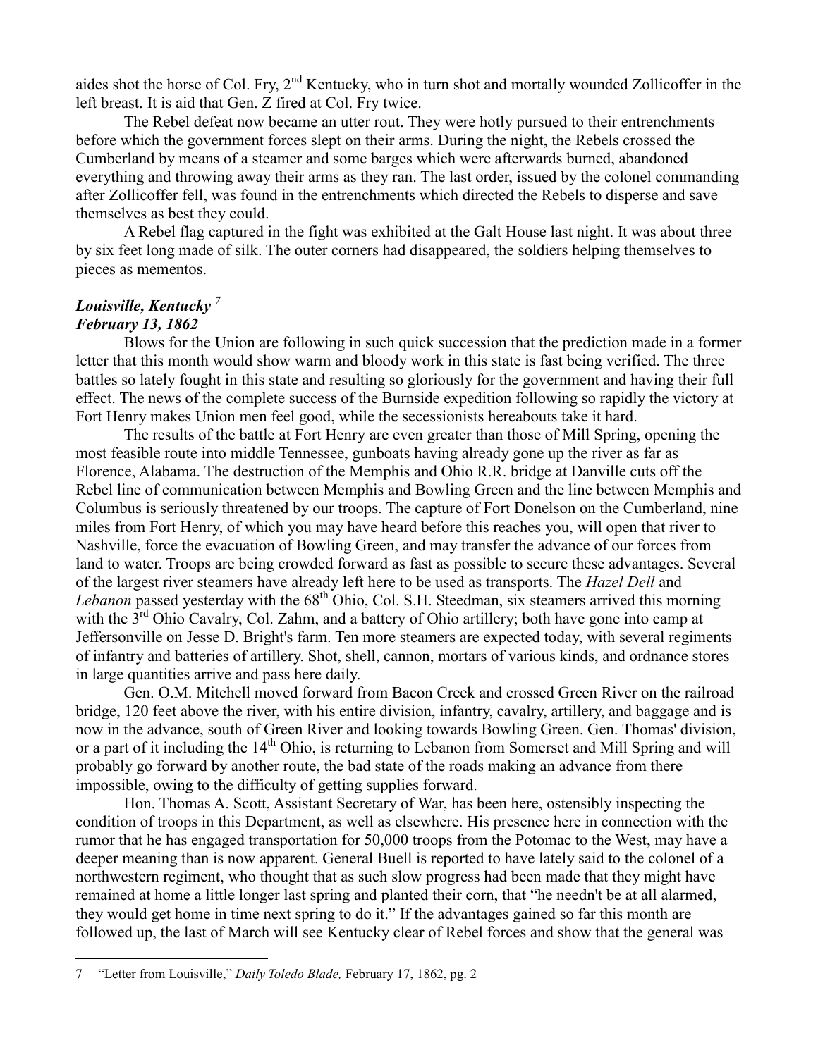aides shot the horse of Col. Fry, 2nd Kentucky, who in turn shot and mortally wounded Zollicoffer in the left breast. It is aid that Gen. Z fired at Col. Fry twice.

The Rebel defeat now became an utter rout. They were hotly pursued to their entrenchments before which the government forces slept on their arms. During the night, the Rebels crossed the Cumberland by means of a steamer and some barges which were afterwards burned, abandoned everything and throwing away their arms as they ran. The last order, issued by the colonel commanding after Zollicoffer fell, was found in the entrenchments which directed the Rebels to disperse and save themselves as best they could.

A Rebel flag captured in the fight was exhibited at the Galt House last night. It was about three by six feet long made of silk. The outer corners had disappeared, the soldiers helping themselves to pieces as mementos.

### ***Louisville, Kentucky [7]***
### ***February 13, 1862***

Blows for the Union are following in such quick succession that the prediction made in a former letter that this month would show warm and bloody work in this state is fast being verified. The three battles so lately fought in this state and resulting so gloriously for the government and having their full effect. The news of the complete success of the Burnside expedition following so rapidly the victory at Fort Henry makes Union men feel good, while the secessionists hereabouts take it hard.

The results of the battle at Fort Henry are even greater than those of Mill Spring, opening the most feasible route into middle Tennessee, gunboats having already gone up the river as far as Florence, Alabama. The destruction of the Memphis and Ohio R.R. bridge at Danville cuts off the Rebel line of communication between Memphis and Bowling Green and the line between Memphis and Columbus is seriously threatened by our troops. The capture of Fort Donelson on the Cumberland, nine miles from Fort Henry, of which you may have heard before this reaches you, will open that river to Nashville, force the evacuation of Bowling Green, and may transfer the advance of our forces from land to water. Troops are being crowded forward as fast as possible to secure these advantages. Several of the largest river steamers have already left here to be used as transports. The *Hazel Dell* and *Lebanon* passed yesterday with the 68th Ohio, Col. S.H. Steedman, six steamers arrived this morning with the 3rd Ohio Cavalry, Col. Zahm, and a battery of Ohio artillery; both have gone into camp at Jeffersonville on Jesse D. Bright's farm. Ten more steamers are expected today, with several regiments of infantry and batteries of artillery. Shot, shell, cannon, mortars of various kinds, and ordnance stores in large quantities arrive and pass here daily.

Gen. O.M. Mitchell moved forward from Bacon Creek and crossed Green River on the railroad bridge, 120 feet above the river, with his entire division, infantry, cavalry, artillery, and baggage and is now in the advance, south of Green River and looking towards Bowling Green. Gen. Thomas' division, or a part of it including the 14th Ohio, is returning to Lebanon from Somerset and Mill Spring and will probably go forward by another route, the bad state of the roads making an advance from there impossible, owing to the difficulty of getting supplies forward.

Hon. Thomas A. Scott, Assistant Secretary of War, has been here, ostensibly inspecting the condition of troops in this Department, as well as elsewhere. His presence here in connection with the rumor that he has engaged transportation for 50,000 troops from the Potomac to the West, may have a deeper meaning than is now apparent. General Buell is reported to have lately said to the colonel of a northwestern regiment, who thought that as such slow progress had been made that they might have remained at home a little longer last spring and planted their corn, that "he needn't be at all alarmed, they would get home in time next spring to do it." If the advantages gained so far this month are followed up, the last of March will see Kentucky clear of Rebel forces and show that the general was

---

7 "Letter from Louisville," *Daily Toledo Blade,* February 17, 1862, pg. 2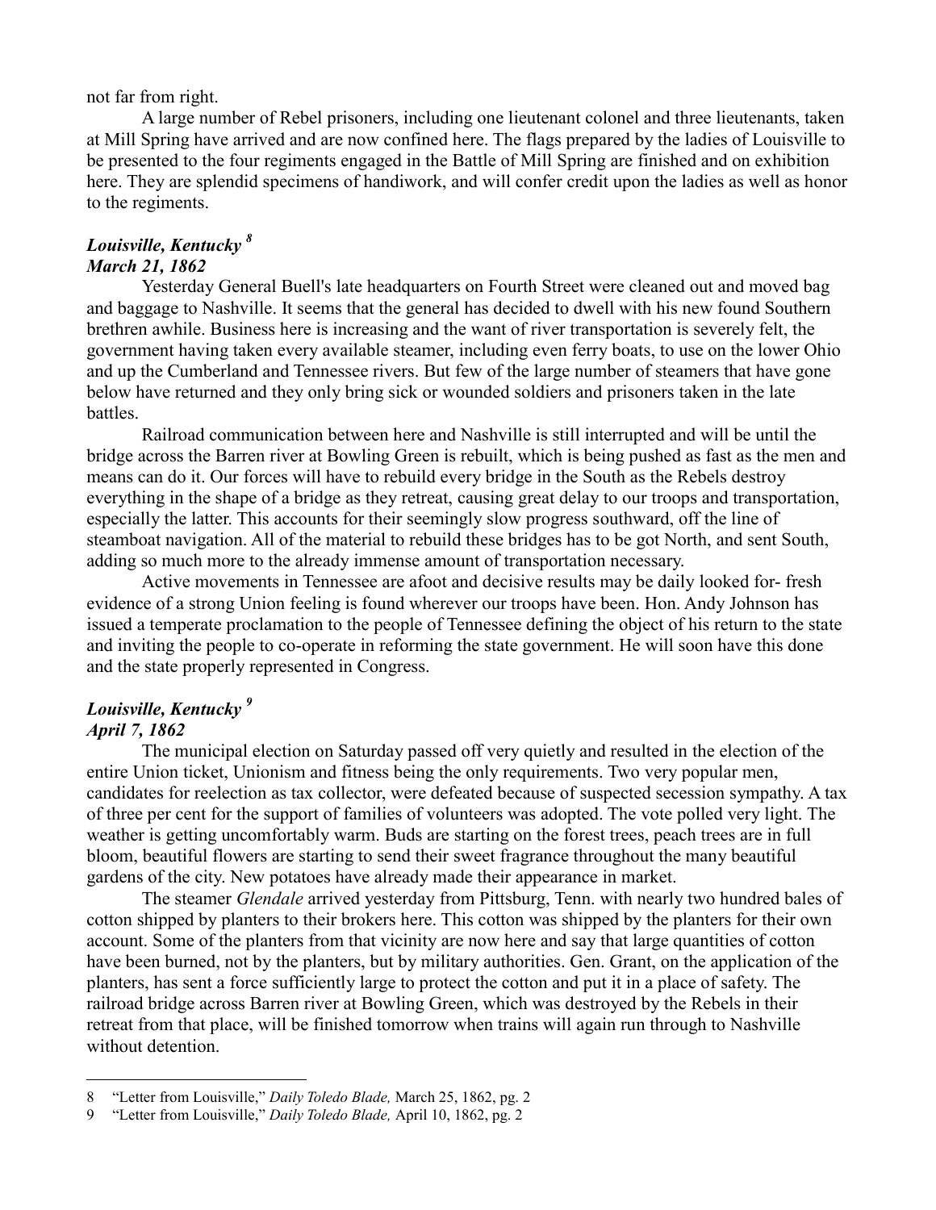not far from right.

A large number of Rebel prisoners, including one lieutenant colonel and three lieutenants, taken at Mill Spring have arrived and are now confined here. The flags prepared by the ladies of Louisville to be presented to the four regiments engaged in the Battle of Mill Spring are finished and on exhibition here. They are splendid specimens of handiwork, and will confer credit upon the ladies as well as honor to the regiments.

### *Louisville, Kentucky* [8]
### *March 21, 1862*

Yesterday General Buell's late headquarters on Fourth Street were cleaned out and moved bag and baggage to Nashville. It seems that the general has decided to dwell with his new found Southern brethren awhile. Business here is increasing and the want of river transportation is severely felt, the government having taken every available steamer, including even ferry boats, to use on the lower Ohio and up the Cumberland and Tennessee rivers. But few of the large number of steamers that have gone below have returned and they only bring sick or wounded soldiers and prisoners taken in the late battles.

Railroad communication between here and Nashville is still interrupted and will be until the bridge across the Barren river at Bowling Green is rebuilt, which is being pushed as fast as the men and means can do it. Our forces will have to rebuild every bridge in the South as the Rebels destroy everything in the shape of a bridge as they retreat, causing great delay to our troops and transportation, especially the latter. This accounts for their seemingly slow progress southward, off the line of steamboat navigation. All of the material to rebuild these bridges has to be got North, and sent South, adding so much more to the already immense amount of transportation necessary.

Active movements in Tennessee are afoot and decisive results may be daily looked for- fresh evidence of a strong Union feeling is found wherever our troops have been. Hon. Andy Johnson has issued a temperate proclamation to the people of Tennessee defining the object of his return to the state and inviting the people to co-operate in reforming the state government. He will soon have this done and the state properly represented in Congress.

### *Louisville, Kentucky* [9]
### *April 7, 1862*

The municipal election on Saturday passed off very quietly and resulted in the election of the entire Union ticket, Unionism and fitness being the only requirements. Two very popular men, candidates for reelection as tax collector, were defeated because of suspected secession sympathy. A tax of three per cent for the support of families of volunteers was adopted. The vote polled very light. The weather is getting uncomfortably warm. Buds are starting on the forest trees, peach trees are in full bloom, beautiful flowers are starting to send their sweet fragrance throughout the many beautiful gardens of the city. New potatoes have already made their appearance in market.

The steamer *Glendale* arrived yesterday from Pittsburg, Tenn. with nearly two hundred bales of cotton shipped by planters to their brokers here. This cotton was shipped by the planters for their own account. Some of the planters from that vicinity are now here and say that large quantities of cotton have been burned, not by the planters, but by military authorities. Gen. Grant, on the application of the planters, has sent a force sufficiently large to protect the cotton and put it in a place of safety. The railroad bridge across Barren river at Bowling Green, which was destroyed by the Rebels in their retreat from that place, will be finished tomorrow when trains will again run through to Nashville without detention.

---

8 "Letter from Louisville," *Daily Toledo Blade,* March 25, 1862, pg. 2

9 "Letter from Louisville," *Daily Toledo Blade,* April 10, 1862, pg. 2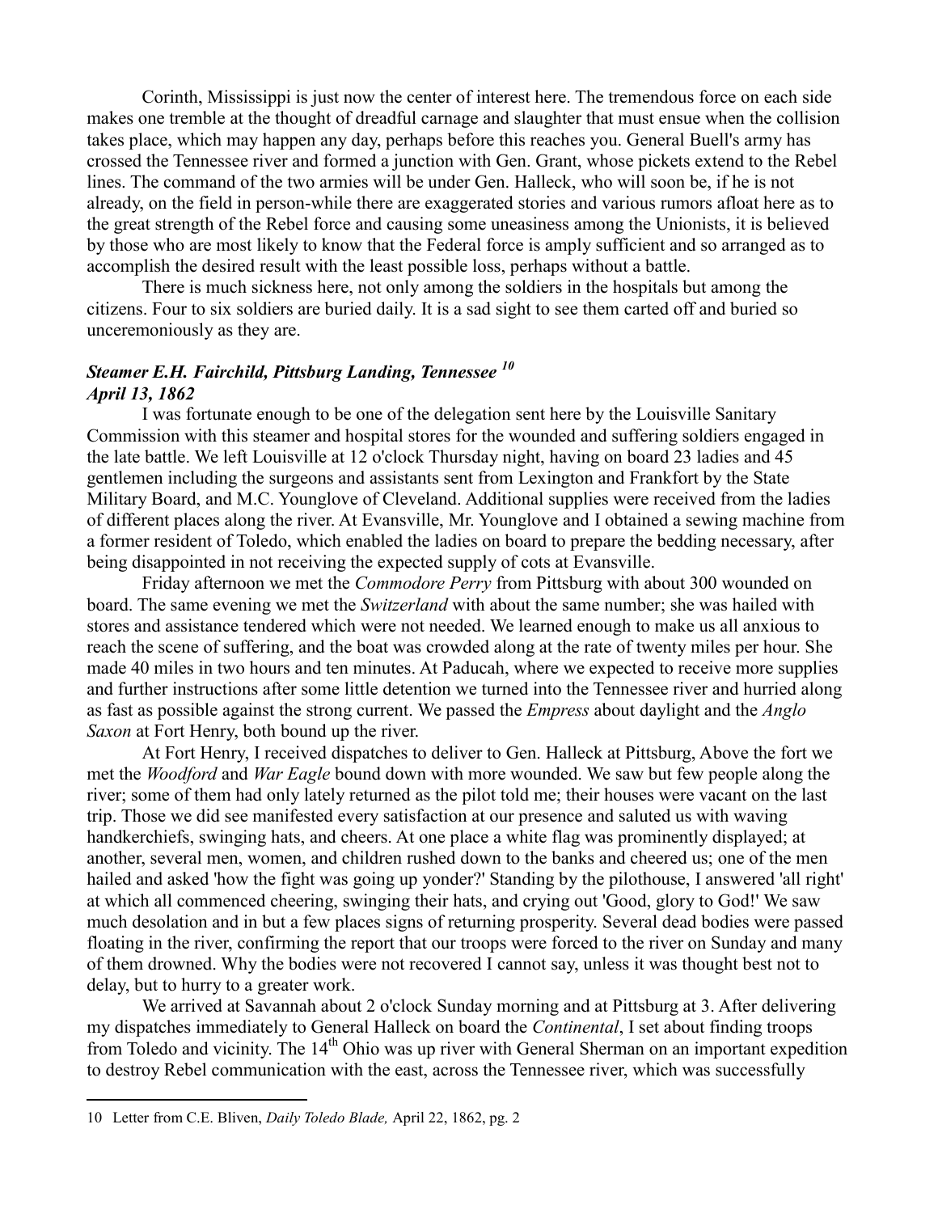Corinth, Mississippi is just now the center of interest here. The tremendous force on each side makes one tremble at the thought of dreadful carnage and slaughter that must ensue when the collision takes place, which may happen any day, perhaps before this reaches you. General Buell's army has crossed the Tennessee river and formed a junction with Gen. Grant, whose pickets extend to the Rebel lines. The command of the two armies will be under Gen. Halleck, who will soon be, if he is not already, on the field in person-while there are exaggerated stories and various rumors afloat here as to the great strength of the Rebel force and causing some uneasiness among the Unionists, it is believed by those who are most likely to know that the Federal force is amply sufficient and so arranged as to accomplish the desired result with the least possible loss, perhaps without a battle.

There is much sickness here, not only among the soldiers in the hospitals but among the citizens. Four to six soldiers are buried daily. It is a sad sight to see them carted off and buried so unceremoniously as they are.

### *Steamer E.H. Fairchild, Pittsburg Landing, Tennessee* [10]
### *April 13, 1862*

I was fortunate enough to be one of the delegation sent here by the Louisville Sanitary Commission with this steamer and hospital stores for the wounded and suffering soldiers engaged in the late battle. We left Louisville at 12 o'clock Thursday night, having on board 23 ladies and 45 gentlemen including the surgeons and assistants sent from Lexington and Frankfort by the State Military Board, and M.C. Younglove of Cleveland. Additional supplies were received from the ladies of different places along the river. At Evansville, Mr. Younglove and I obtained a sewing machine from a former resident of Toledo, which enabled the ladies on board to prepare the bedding necessary, after being disappointed in not receiving the expected supply of cots at Evansville.

Friday afternoon we met the *Commodore Perry* from Pittsburg with about 300 wounded on board. The same evening we met the *Switzerland* with about the same number; she was hailed with stores and assistance tendered which were not needed. We learned enough to make us all anxious to reach the scene of suffering, and the boat was crowded along at the rate of twenty miles per hour. She made 40 miles in two hours and ten minutes. At Paducah, where we expected to receive more supplies and further instructions after some little detention we turned into the Tennessee river and hurried along as fast as possible against the strong current. We passed the *Empress* about daylight and the *Anglo Saxon* at Fort Henry, both bound up the river.

At Fort Henry, I received dispatches to deliver to Gen. Halleck at Pittsburg, Above the fort we met the *Woodford* and *War Eagle* bound down with more wounded. We saw but few people along the river; some of them had only lately returned as the pilot told me; their houses were vacant on the last trip. Those we did see manifested every satisfaction at our presence and saluted us with waving handkerchiefs, swinging hats, and cheers. At one place a white flag was prominently displayed; at another, several men, women, and children rushed down to the banks and cheered us; one of the men hailed and asked 'how the fight was going up yonder?' Standing by the pilothouse, I answered 'all right' at which all commenced cheering, swinging their hats, and crying out 'Good, glory to God!' We saw much desolation and in but a few places signs of returning prosperity. Several dead bodies were passed floating in the river, confirming the report that our troops were forced to the river on Sunday and many of them drowned. Why the bodies were not recovered I cannot say, unless it was thought best not to delay, but to hurry to a greater work.

We arrived at Savannah about 2 o'clock Sunday morning and at Pittsburg at 3. After delivering my dispatches immediately to General Halleck on board the *Continental*, I set about finding troops from Toledo and vicinity. The 14th Ohio was up river with General Sherman on an important expedition to destroy Rebel communication with the east, across the Tennessee river, which was successfully

---

10 Letter from C.E. Bliven, *Daily Toledo Blade,* April 22, 1862, pg. 2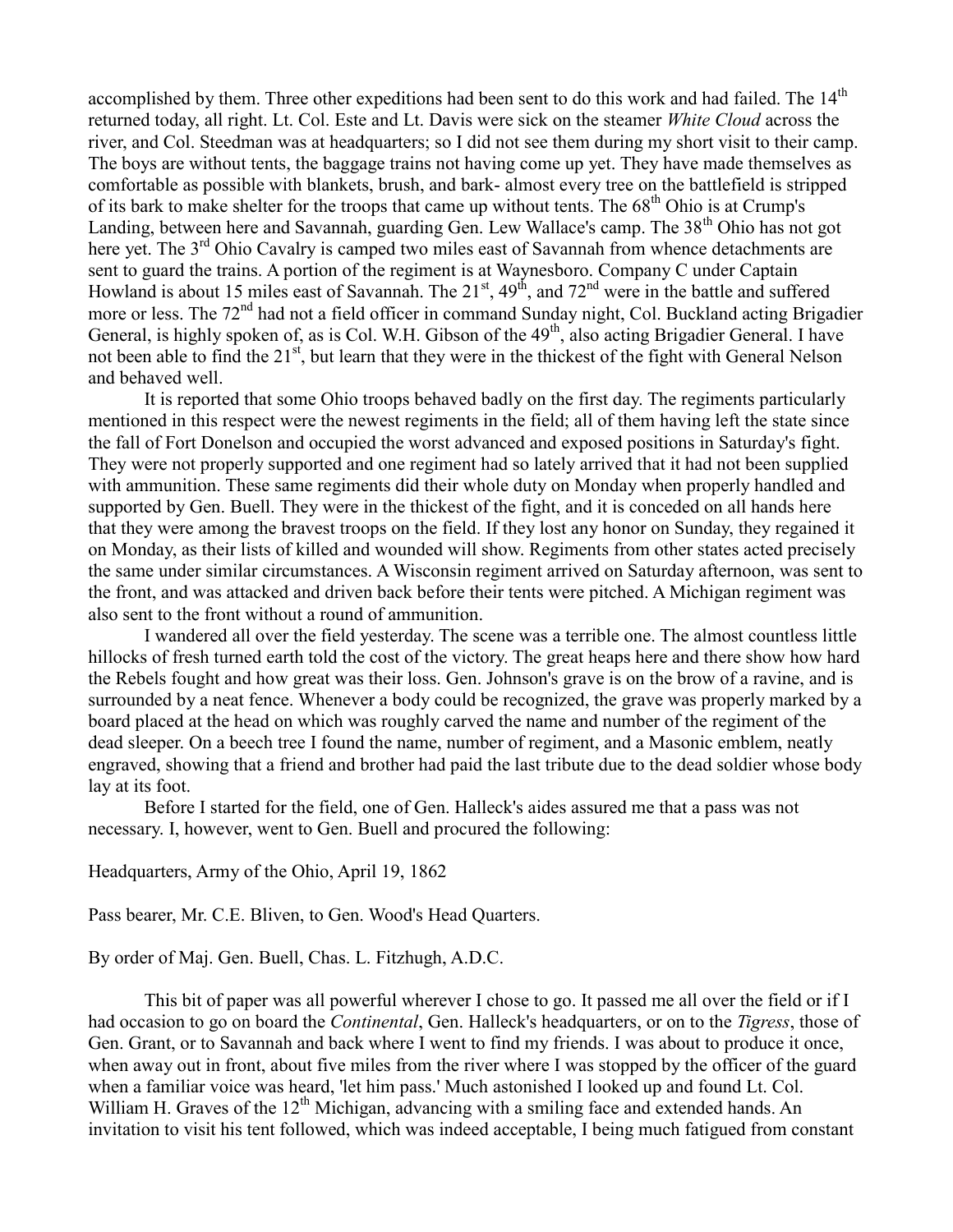accomplished by them. Three other expeditions had been sent to do this work and had failed. The 14th returned today, all right. Lt. Col. Este and Lt. Davis were sick on the steamer *White Cloud* across the river, and Col. Steedman was at headquarters; so I did not see them during my short visit to their camp. The boys are without tents, the baggage trains not having come up yet. They have made themselves as comfortable as possible with blankets, brush, and bark- almost every tree on the battlefield is stripped of its bark to make shelter for the troops that came up without tents. The 68th Ohio is at Crump's Landing, between here and Savannah, guarding Gen. Lew Wallace's camp. The 38th Ohio has not got here yet. The 3rd Ohio Cavalry is camped two miles east of Savannah from whence detachments are sent to guard the trains. A portion of the regiment is at Waynesboro. Company C under Captain Howland is about 15 miles east of Savannah. The 21st, 49th, and 72nd were in the battle and suffered more or less. The 72nd had not a field officer in command Sunday night, Col. Buckland acting Brigadier General, is highly spoken of, as is Col. W.H. Gibson of the 49th, also acting Brigadier General. I have not been able to find the 21st, but learn that they were in the thickest of the fight with General Nelson and behaved well.

It is reported that some Ohio troops behaved badly on the first day. The regiments particularly mentioned in this respect were the newest regiments in the field; all of them having left the state since the fall of Fort Donelson and occupied the worst advanced and exposed positions in Saturday's fight. They were not properly supported and one regiment had so lately arrived that it had not been supplied with ammunition. These same regiments did their whole duty on Monday when properly handled and supported by Gen. Buell. They were in the thickest of the fight, and it is conceded on all hands here that they were among the bravest troops on the field. If they lost any honor on Sunday, they regained it on Monday, as their lists of killed and wounded will show. Regiments from other states acted precisely the same under similar circumstances. A Wisconsin regiment arrived on Saturday afternoon, was sent to the front, and was attacked and driven back before their tents were pitched. A Michigan regiment was also sent to the front without a round of ammunition.

I wandered all over the field yesterday. The scene was a terrible one. The almost countless little hillocks of fresh turned earth told the cost of the victory. The great heaps here and there show how hard the Rebels fought and how great was their loss. Gen. Johnson's grave is on the brow of a ravine, and is surrounded by a neat fence. Whenever a body could be recognized, the grave was properly marked by a board placed at the head on which was roughly carved the name and number of the regiment of the dead sleeper. On a beech tree I found the name, number of regiment, and a Masonic emblem, neatly engraved, showing that a friend and brother had paid the last tribute due to the dead soldier whose body lay at its foot.

Before I started for the field, one of Gen. Halleck's aides assured me that a pass was not necessary. I, however, went to Gen. Buell and procured the following:

Headquarters, Army of the Ohio, April 19, 1862

Pass bearer, Mr. C.E. Bliven, to Gen. Wood's Head Quarters.

By order of Maj. Gen. Buell, Chas. L. Fitzhugh, A.D.C.

This bit of paper was all powerful wherever I chose to go. It passed me all over the field or if I had occasion to go on board the *Continental*, Gen. Halleck's headquarters, or on to the *Tigress*, those of Gen. Grant, or to Savannah and back where I went to find my friends. I was about to produce it once, when away out in front, about five miles from the river where I was stopped by the officer of the guard when a familiar voice was heard, 'let him pass.' Much astonished I looked up and found Lt. Col. William H. Graves of the 12th Michigan, advancing with a smiling face and extended hands. An invitation to visit his tent followed, which was indeed acceptable, I being much fatigued from constant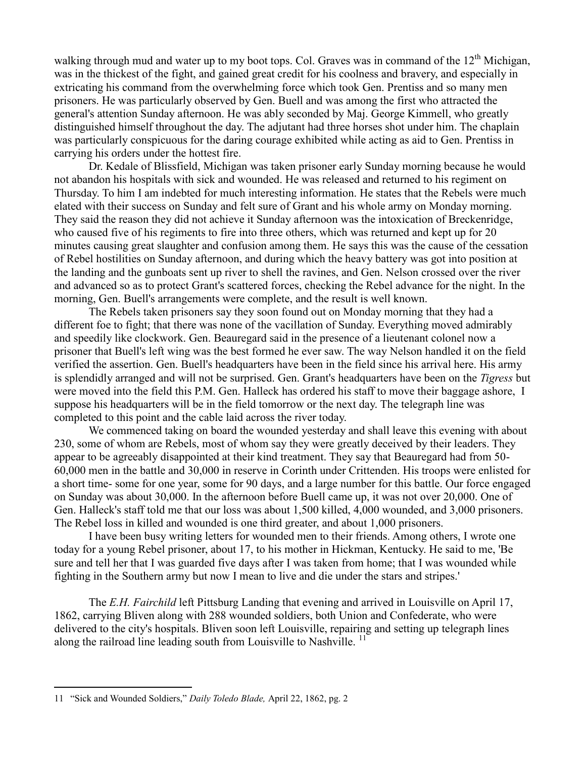walking through mud and water up to my boot tops. Col. Graves was in command of the 12th Michigan, was in the thickest of the fight, and gained great credit for his coolness and bravery, and especially in extricating his command from the overwhelming force which took Gen. Prentiss and so many men prisoners. He was particularly observed by Gen. Buell and was among the first who attracted the general's attention Sunday afternoon. He was ably seconded by Maj. George Kimmell, who greatly distinguished himself throughout the day. The adjutant had three horses shot under him. The chaplain was particularly conspicuous for the daring courage exhibited while acting as aid to Gen. Prentiss in carrying his orders under the hottest fire.

Dr. Kedale of Blissfield, Michigan was taken prisoner early Sunday morning because he would not abandon his hospitals with sick and wounded. He was released and returned to his regiment on Thursday. To him I am indebted for much interesting information. He states that the Rebels were much elated with their success on Sunday and felt sure of Grant and his whole army on Monday morning. They said the reason they did not achieve it Sunday afternoon was the intoxication of Breckenridge, who caused five of his regiments to fire into three others, which was returned and kept up for 20 minutes causing great slaughter and confusion among them. He says this was the cause of the cessation of Rebel hostilities on Sunday afternoon, and during which the heavy battery was got into position at the landing and the gunboats sent up river to shell the ravines, and Gen. Nelson crossed over the river and advanced so as to protect Grant's scattered forces, checking the Rebel advance for the night. In the morning, Gen. Buell's arrangements were complete, and the result is well known.

The Rebels taken prisoners say they soon found out on Monday morning that they had a different foe to fight; that there was none of the vacillation of Sunday. Everything moved admirably and speedily like clockwork. Gen. Beauregard said in the presence of a lieutenant colonel now a prisoner that Buell's left wing was the best formed he ever saw. The way Nelson handled it on the field verified the assertion. Gen. Buell's headquarters have been in the field since his arrival here. His army is splendidly arranged and will not be surprised. Gen. Grant's headquarters have been on the *Tigress* but were moved into the field this P.M. Gen. Halleck has ordered his staff to move their baggage ashore, I suppose his headquarters will be in the field tomorrow or the next day. The telegraph line was completed to this point and the cable laid across the river today.

We commenced taking on board the wounded yesterday and shall leave this evening with about 230, some of whom are Rebels, most of whom say they were greatly deceived by their leaders. They appear to be agreeably disappointed at their kind treatment. They say that Beauregard had from 50-60,000 men in the battle and 30,000 in reserve in Corinth under Crittenden. His troops were enlisted for a short time- some for one year, some for 90 days, and a large number for this battle. Our force engaged on Sunday was about 30,000. In the afternoon before Buell came up, it was not over 20,000. One of Gen. Halleck's staff told me that our loss was about 1,500 killed, 4,000 wounded, and 3,000 prisoners. The Rebel loss in killed and wounded is one third greater, and about 1,000 prisoners.

I have been busy writing letters for wounded men to their friends. Among others, I wrote one today for a young Rebel prisoner, about 17, to his mother in Hickman, Kentucky. He said to me, 'Be sure and tell her that I was guarded five days after I was taken from home; that I was wounded while fighting in the Southern army but now I mean to live and die under the stars and stripes.'

The *E.H. Fairchild* left Pittsburg Landing that evening and arrived in Louisville on April 17, 1862, carrying Bliven along with 288 wounded soldiers, both Union and Confederate, who were delivered to the city's hospitals. Bliven soon left Louisville, repairing and setting up telegraph lines along the railroad line leading south from Louisville to Nashville. [11]

---

11 "Sick and Wounded Soldiers," *Daily Toledo Blade,* April 22, 1862, pg. 2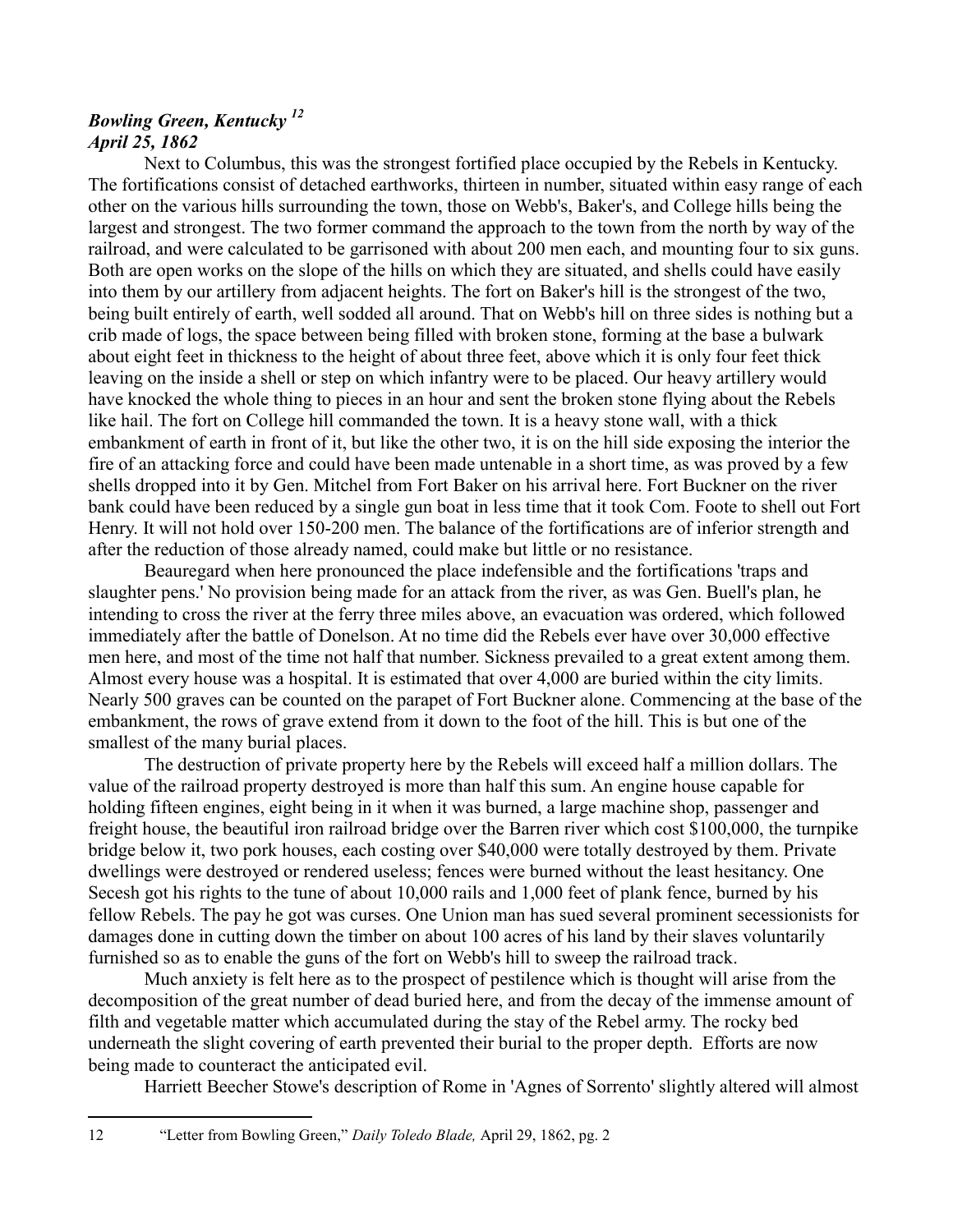***Bowling Green, Kentucky [12]***
***April 25, 1862***

Next to Columbus, this was the strongest fortified place occupied by the Rebels in Kentucky. The fortifications consist of detached earthworks, thirteen in number, situated within easy range of each other on the various hills surrounding the town, those on Webb's, Baker's, and College hills being the largest and strongest. The two former command the approach to the town from the north by way of the railroad, and were calculated to be garrisoned with about 200 men each, and mounting four to six guns. Both are open works on the slope of the hills on which they are situated, and shells could have easily into them by our artillery from adjacent heights. The fort on Baker's hill is the strongest of the two, being built entirely of earth, well sodded all around. That on Webb's hill on three sides is nothing but a crib made of logs, the space between being filled with broken stone, forming at the base a bulwark about eight feet in thickness to the height of about three feet, above which it is only four feet thick leaving on the inside a shell or step on which infantry were to be placed. Our heavy artillery would have knocked the whole thing to pieces in an hour and sent the broken stone flying about the Rebels like hail. The fort on College hill commanded the town. It is a heavy stone wall, with a thick embankment of earth in front of it, but like the other two, it is on the hill side exposing the interior the fire of an attacking force and could have been made untenable in a short time, as was proved by a few shells dropped into it by Gen. Mitchel from Fort Baker on his arrival here. Fort Buckner on the river bank could have been reduced by a single gun boat in less time that it took Com. Foote to shell out Fort Henry. It will not hold over 150-200 men. The balance of the fortifications are of inferior strength and after the reduction of those already named, could make but little or no resistance.

Beauregard when here pronounced the place indefensible and the fortifications 'traps and slaughter pens.' No provision being made for an attack from the river, as was Gen. Buell's plan, he intending to cross the river at the ferry three miles above, an evacuation was ordered, which followed immediately after the battle of Donelson. At no time did the Rebels ever have over 30,000 effective men here, and most of the time not half that number. Sickness prevailed to a great extent among them. Almost every house was a hospital. It is estimated that over 4,000 are buried within the city limits. Nearly 500 graves can be counted on the parapet of Fort Buckner alone. Commencing at the base of the embankment, the rows of grave extend from it down to the foot of the hill. This is but one of the smallest of the many burial places.

The destruction of private property here by the Rebels will exceed half a million dollars. The value of the railroad property destroyed is more than half this sum. An engine house capable for holding fifteen engines, eight being in it when it was burned, a large machine shop, passenger and freight house, the beautiful iron railroad bridge over the Barren river which cost $100,000, the turnpike bridge below it, two pork houses, each costing over $40,000 were totally destroyed by them. Private dwellings were destroyed or rendered useless; fences were burned without the least hesitancy. One Secesh got his rights to the tune of about 10,000 rails and 1,000 feet of plank fence, burned by his fellow Rebels. The pay he got was curses. One Union man has sued several prominent secessionists for damages done in cutting down the timber on about 100 acres of his land by their slaves voluntarily furnished so as to enable the guns of the fort on Webb's hill to sweep the railroad track.

Much anxiety is felt here as to the prospect of pestilence which is thought will arise from the decomposition of the great number of dead buried here, and from the decay of the immense amount of filth and vegetable matter which accumulated during the stay of the Rebel army. The rocky bed underneath the slight covering of earth prevented their burial to the proper depth. Efforts are now being made to counteract the anticipated evil.

Harriett Beecher Stowe's description of Rome in 'Agnes of Sorrento' slightly altered will almost

---

12 "Letter from Bowling Green," *Daily Toledo Blade,* April 29, 1862, pg. 2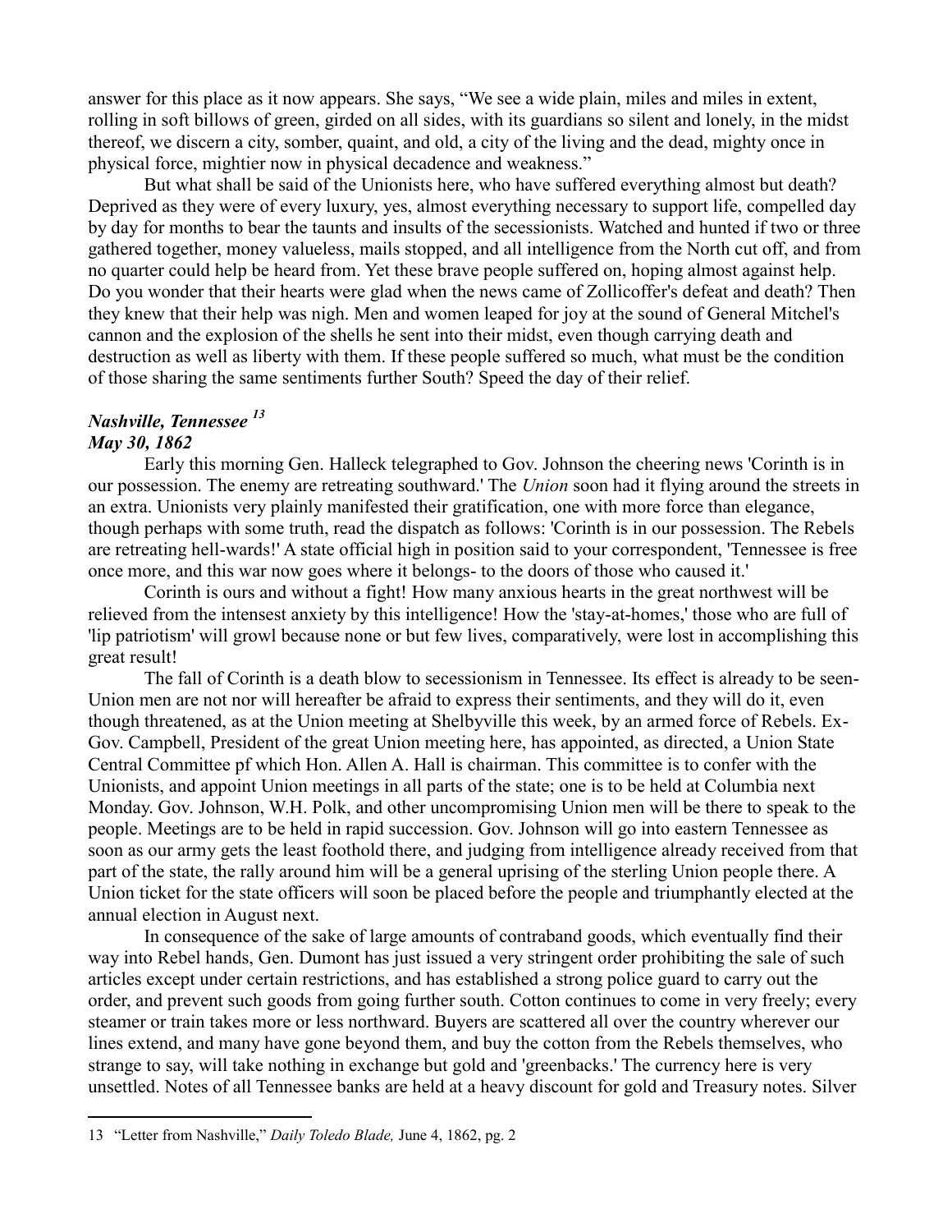answer for this place as it now appears. She says, "We see a wide plain, miles and miles in extent, rolling in soft billows of green, girded on all sides, with its guardians so silent and lonely, in the midst thereof, we discern a city, somber, quaint, and old, a city of the living and the dead, mighty once in physical force, mightier now in physical decadence and weakness."

But what shall be said of the Unionists here, who have suffered everything almost but death? Deprived as they were of every luxury, yes, almost everything necessary to support life, compelled day by day for months to bear the taunts and insults of the secessionists. Watched and hunted if two or three gathered together, money valueless, mails stopped, and all intelligence from the North cut off, and from no quarter could help be heard from. Yet these brave people suffered on, hoping almost against help. Do you wonder that their hearts were glad when the news came of Zollicoffer's defeat and death? Then they knew that their help was nigh. Men and women leaped for joy at the sound of General Mitchel's cannon and the explosion of the shells he sent into their midst, even though carrying death and destruction as well as liberty with them. If these people suffered so much, what must be the condition of those sharing the same sentiments further South? Speed the day of their relief.

### *Nashville, Tennessee* [13]
### *May 30, 1862*

Early this morning Gen. Halleck telegraphed to Gov. Johnson the cheering news 'Corinth is in our possession. The enemy are retreating southward.' The *Union* soon had it flying around the streets in an extra. Unionists very plainly manifested their gratification, one with more force than elegance, though perhaps with some truth, read the dispatch as follows: 'Corinth is in our possession. The Rebels are retreating hell-wards!' A state official high in position said to your correspondent, 'Tennessee is free once more, and this war now goes where it belongs- to the doors of those who caused it.'

Corinth is ours and without a fight! How many anxious hearts in the great northwest will be relieved from the intensest anxiety by this intelligence! How the 'stay-at-homes,' those who are full of 'lip patriotism' will growl because none or but few lives, comparatively, were lost in accomplishing this great result!

The fall of Corinth is a death blow to secessionism in Tennessee. Its effect is already to be seen- Union men are not nor will hereafter be afraid to express their sentiments, and they will do it, even though threatened, as at the Union meeting at Shelbyville this week, by an armed force of Rebels. Ex-Gov. Campbell, President of the great Union meeting here, has appointed, as directed, a Union State Central Committee pf which Hon. Allen A. Hall is chairman. This committee is to confer with the Unionists, and appoint Union meetings in all parts of the state; one is to be held at Columbia next Monday. Gov. Johnson, W.H. Polk, and other uncompromising Union men will be there to speak to the people. Meetings are to be held in rapid succession. Gov. Johnson will go into eastern Tennessee as soon as our army gets the least foothold there, and judging from intelligence already received from that part of the state, the rally around him will be a general uprising of the sterling Union people there. A Union ticket for the state officers will soon be placed before the people and triumphantly elected at the annual election in August next.

In consequence of the sake of large amounts of contraband goods, which eventually find their way into Rebel hands, Gen. Dumont has just issued a very stringent order prohibiting the sale of such articles except under certain restrictions, and has established a strong police guard to carry out the order, and prevent such goods from going further south. Cotton continues to come in very freely; every steamer or train takes more or less northward. Buyers are scattered all over the country wherever our lines extend, and many have gone beyond them, and buy the cotton from the Rebels themselves, who strange to say, will take nothing in exchange but gold and 'greenbacks.' The currency here is very unsettled. Notes of all Tennessee banks are held at a heavy discount for gold and Treasury notes. Silver

13 "Letter from Nashville," *Daily Toledo Blade,* June 4, 1862, pg. 2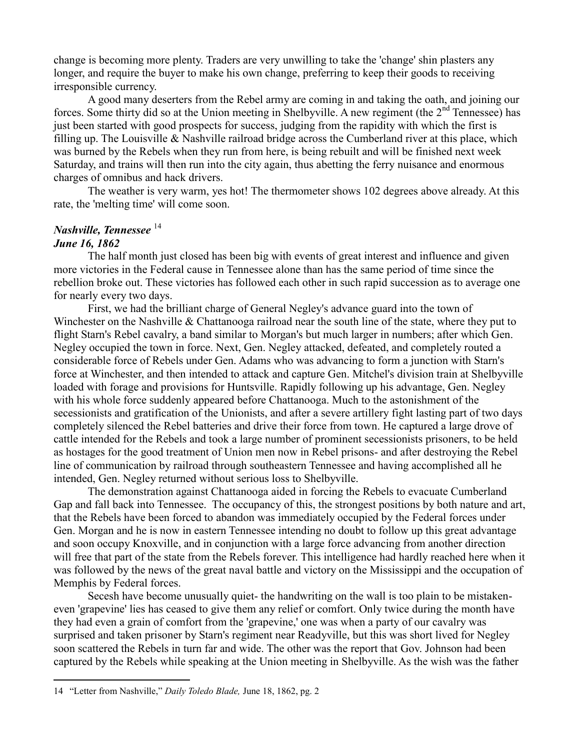change is becoming more plenty. Traders are very unwilling to take the 'change' shin plasters any longer, and require the buyer to make his own change, preferring to keep their goods to receiving irresponsible currency.

A good many deserters from the Rebel army are coming in and taking the oath, and joining our forces. Some thirty did so at the Union meeting in Shelbyville. A new regiment (the 2nd Tennessee) has just been started with good prospects for success, judging from the rapidity with which the first is filling up. The Louisville & Nashville railroad bridge across the Cumberland river at this place, which was burned by the Rebels when they run from here, is being rebuilt and will be finished next week Saturday, and trains will then run into the city again, thus abetting the ferry nuisance and enormous charges of omnibus and hack drivers.

The weather is very warm, yes hot! The thermometer shows 102 degrees above already. At this rate, the 'melting time' will come soon.

### *Nashville, Tennessee* [14]
### *June 16, 1862*

The half month just closed has been big with events of great interest and influence and given more victories in the Federal cause in Tennessee alone than has the same period of time since the rebellion broke out. These victories has followed each other in such rapid succession as to average one for nearly every two days.

First, we had the brilliant charge of General Negley's advance guard into the town of Winchester on the Nashville & Chattanooga railroad near the south line of the state, where they put to flight Starn's Rebel cavalry, a band similar to Morgan's but much larger in numbers; after which Gen. Negley occupied the town in force. Next, Gen. Negley attacked, defeated, and completely routed a considerable force of Rebels under Gen. Adams who was advancing to form a junction with Starn's force at Winchester, and then intended to attack and capture Gen. Mitchel's division train at Shelbyville loaded with forage and provisions for Huntsville. Rapidly following up his advantage, Gen. Negley with his whole force suddenly appeared before Chattanooga. Much to the astonishment of the secessionists and gratification of the Unionists, and after a severe artillery fight lasting part of two days completely silenced the Rebel batteries and drive their force from town. He captured a large drove of cattle intended for the Rebels and took a large number of prominent secessionists prisoners, to be held as hostages for the good treatment of Union men now in Rebel prisons- and after destroying the Rebel line of communication by railroad through southeastern Tennessee and having accomplished all he intended, Gen. Negley returned without serious loss to Shelbyville.

The demonstration against Chattanooga aided in forcing the Rebels to evacuate Cumberland Gap and fall back into Tennessee. The occupancy of this, the strongest positions by both nature and art, that the Rebels have been forced to abandon was immediately occupied by the Federal forces under Gen. Morgan and he is now in eastern Tennessee intending no doubt to follow up this great advantage and soon occupy Knoxville, and in conjunction with a large force advancing from another direction will free that part of the state from the Rebels forever. This intelligence had hardly reached here when it was followed by the news of the great naval battle and victory on the Mississippi and the occupation of Memphis by Federal forces.

Secesh have become unusually quiet- the handwriting on the wall is too plain to be mistaken- even 'grapevine' lies has ceased to give them any relief or comfort. Only twice during the month have they had even a grain of comfort from the 'grapevine,' one was when a party of our cavalry was surprised and taken prisoner by Starn's regiment near Readyville, but this was short lived for Negley soon scattered the Rebels in turn far and wide. The other was the report that Gov. Johnson had been captured by the Rebels while speaking at the Union meeting in Shelbyville. As the wish was the father

---

14 "Letter from Nashville," *Daily Toledo Blade,* June 18, 1862, pg. 2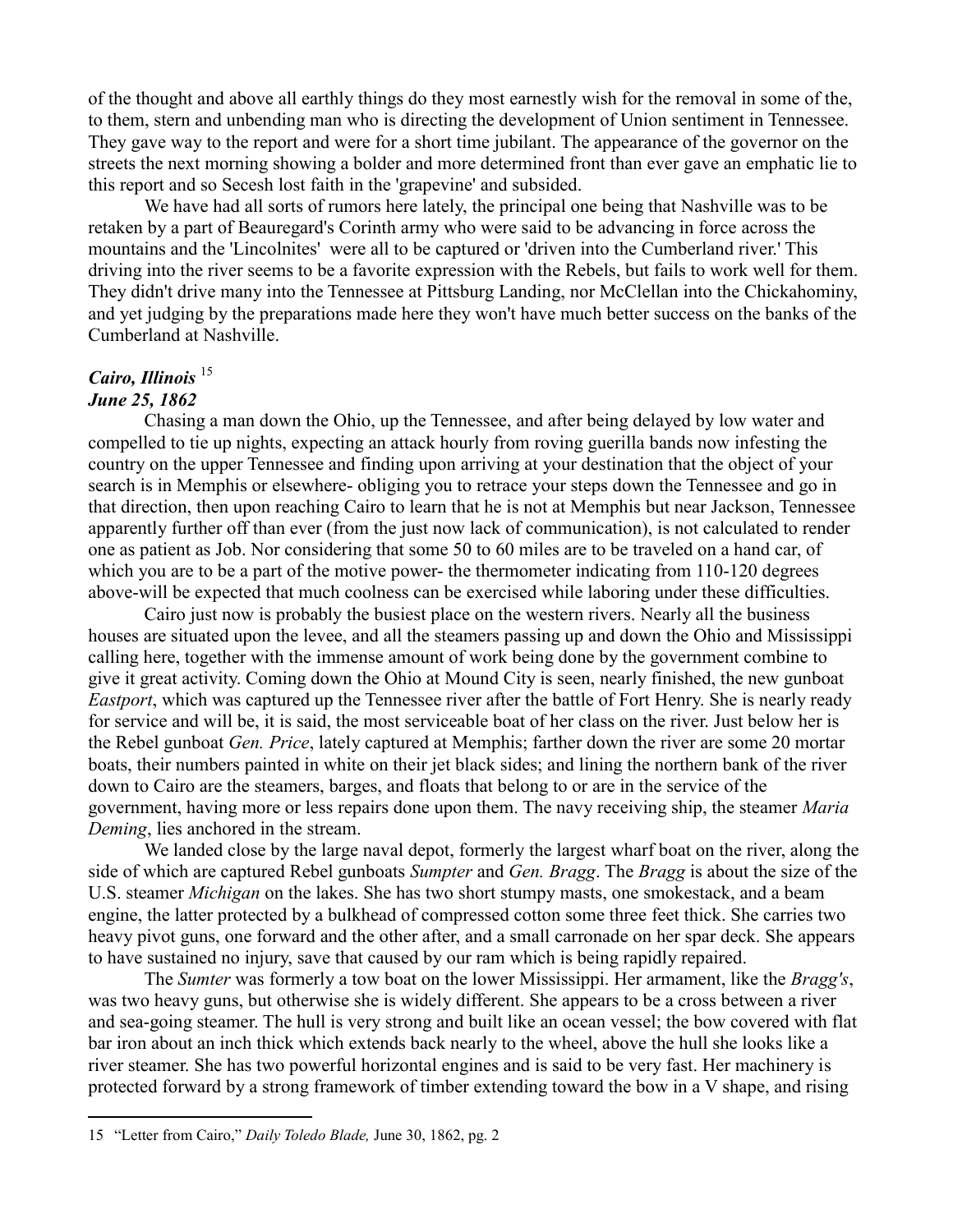of the thought and above all earthly things do they most earnestly wish for the removal in some of the, to them, stern and unbending man who is directing the development of Union sentiment in Tennessee. They gave way to the report and were for a short time jubilant. The appearance of the governor on the streets the next morning showing a bolder and more determined front than ever gave an emphatic lie to this report and so Secesh lost faith in the 'grapevine' and subsided.

We have had all sorts of rumors here lately, the principal one being that Nashville was to be retaken by a part of Beauregard's Corinth army who were said to be advancing in force across the mountains and the 'Lincolnites' were all to be captured or 'driven into the Cumberland river.' This driving into the river seems to be a favorite expression with the Rebels, but fails to work well for them. They didn't drive many into the Tennessee at Pittsburg Landing, nor McClellan into the Chickahominy, and yet judging by the preparations made here they won't have much better success on the banks of the Cumberland at Nashville.

### *Cairo, Illinois* [15]
### *June 25, 1862*

Chasing a man down the Ohio, up the Tennessee, and after being delayed by low water and compelled to tie up nights, expecting an attack hourly from roving guerilla bands now infesting the country on the upper Tennessee and finding upon arriving at your destination that the object of your search is in Memphis or elsewhere- obliging you to retrace your steps down the Tennessee and go in that direction, then upon reaching Cairo to learn that he is not at Memphis but near Jackson, Tennessee apparently further off than ever (from the just now lack of communication), is not calculated to render one as patient as Job. Nor considering that some 50 to 60 miles are to be traveled on a hand car, of which you are to be a part of the motive power- the thermometer indicating from 110-120 degrees above-will be expected that much coolness can be exercised while laboring under these difficulties.

Cairo just now is probably the busiest place on the western rivers. Nearly all the business houses are situated upon the levee, and all the steamers passing up and down the Ohio and Mississippi calling here, together with the immense amount of work being done by the government combine to give it great activity. Coming down the Ohio at Mound City is seen, nearly finished, the new gunboat *Eastport*, which was captured up the Tennessee river after the battle of Fort Henry. She is nearly ready for service and will be, it is said, the most serviceable boat of her class on the river. Just below her is the Rebel gunboat *Gen. Price*, lately captured at Memphis; farther down the river are some 20 mortar boats, their numbers painted in white on their jet black sides; and lining the northern bank of the river down to Cairo are the steamers, barges, and floats that belong to or are in the service of the government, having more or less repairs done upon them. The navy receiving ship, the steamer *Maria Deming*, lies anchored in the stream.

We landed close by the large naval depot, formerly the largest wharf boat on the river, along the side of which are captured Rebel gunboats *Sumpter* and *Gen. Bragg*. The *Bragg* is about the size of the U.S. steamer *Michigan* on the lakes. She has two short stumpy masts, one smokestack, and a beam engine, the latter protected by a bulkhead of compressed cotton some three feet thick. She carries two heavy pivot guns, one forward and the other after, and a small carronade on her spar deck. She appears to have sustained no injury, save that caused by our ram which is being rapidly repaired.

The *Sumter* was formerly a tow boat on the lower Mississippi. Her armament, like the *Bragg's*, was two heavy guns, but otherwise she is widely different. She appears to be a cross between a river and sea-going steamer. The hull is very strong and built like an ocean vessel; the bow covered with flat bar iron about an inch thick which extends back nearly to the wheel, above the hull she looks like a river steamer. She has two powerful horizontal engines and is said to be very fast. Her machinery is protected forward by a strong framework of timber extending toward the bow in a V shape, and rising

---

15 "Letter from Cairo," *Daily Toledo Blade,* June 30, 1862, pg. 2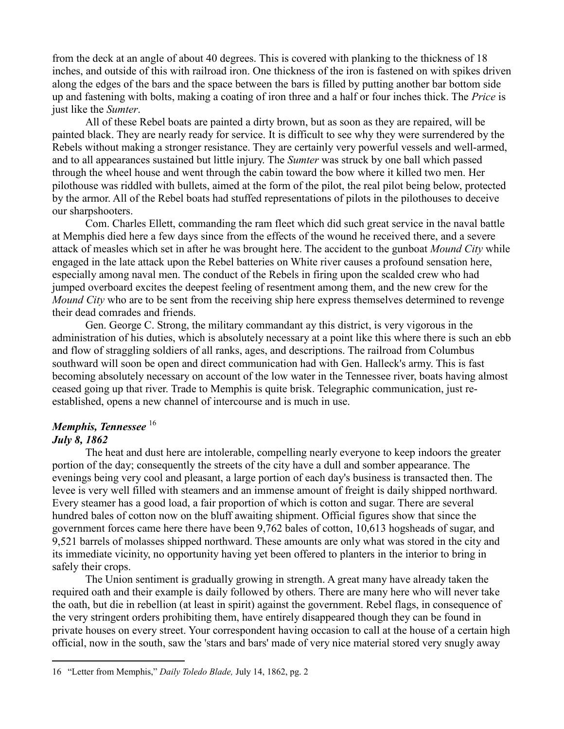from the deck at an angle of about 40 degrees. This is covered with planking to the thickness of 18 inches, and outside of this with railroad iron. One thickness of the iron is fastened on with spikes driven along the edges of the bars and the space between the bars is filled by putting another bar bottom side up and fastening with bolts, making a coating of iron three and a half or four inches thick. The *Price* is just like the *Sumter*.

All of these Rebel boats are painted a dirty brown, but as soon as they are repaired, will be painted black. They are nearly ready for service. It is difficult to see why they were surrendered by the Rebels without making a stronger resistance. They are certainly very powerful vessels and well-armed, and to all appearances sustained but little injury. The *Sumter* was struck by one ball which passed through the wheel house and went through the cabin toward the bow where it killed two men. Her pilothouse was riddled with bullets, aimed at the form of the pilot, the real pilot being below, protected by the armor. All of the Rebel boats had stuffed representations of pilots in the pilothouses to deceive our sharpshooters.

Com. Charles Ellett, commanding the ram fleet which did such great service in the naval battle at Memphis died here a few days since from the effects of the wound he received there, and a severe attack of measles which set in after he was brought here. The accident to the gunboat *Mound City* while engaged in the late attack upon the Rebel batteries on White river causes a profound sensation here, especially among naval men. The conduct of the Rebels in firing upon the scalded crew who had jumped overboard excites the deepest feeling of resentment among them, and the new crew for the *Mound City* who are to be sent from the receiving ship here express themselves determined to revenge their dead comrades and friends.

Gen. George C. Strong, the military commandant ay this district, is very vigorous in the administration of his duties, which is absolutely necessary at a point like this where there is such an ebb and flow of straggling soldiers of all ranks, ages, and descriptions. The railroad from Columbus southward will soon be open and direct communication had with Gen. Halleck's army. This is fast becoming absolutely necessary on account of the low water in the Tennessee river, boats having almost ceased going up that river. Trade to Memphis is quite brisk. Telegraphic communication, just re-established, opens a new channel of intercourse and is much in use.

### *Memphis, Tennessee* [16]
### *July 8, 1862*

The heat and dust here are intolerable, compelling nearly everyone to keep indoors the greater portion of the day; consequently the streets of the city have a dull and somber appearance. The evenings being very cool and pleasant, a large portion of each day's business is transacted then. The levee is very well filled with steamers and an immense amount of freight is daily shipped northward. Every steamer has a good load, a fair proportion of which is cotton and sugar. There are several hundred bales of cotton now on the bluff awaiting shipment. Official figures show that since the government forces came here there have been 9,762 bales of cotton, 10,613 hogsheads of sugar, and 9,521 barrels of molasses shipped northward. These amounts are only what was stored in the city and its immediate vicinity, no opportunity having yet been offered to planters in the interior to bring in safely their crops.

The Union sentiment is gradually growing in strength. A great many have already taken the required oath and their example is daily followed by others. There are many here who will never take the oath, but die in rebellion (at least in spirit) against the government. Rebel flags, in consequence of the very stringent orders prohibiting them, have entirely disappeared though they can be found in private houses on every street. Your correspondent having occasion to call at the house of a certain high official, now in the south, saw the 'stars and bars' made of very nice material stored very snugly away

---

16 "Letter from Memphis," *Daily Toledo Blade,* July 14, 1862, pg. 2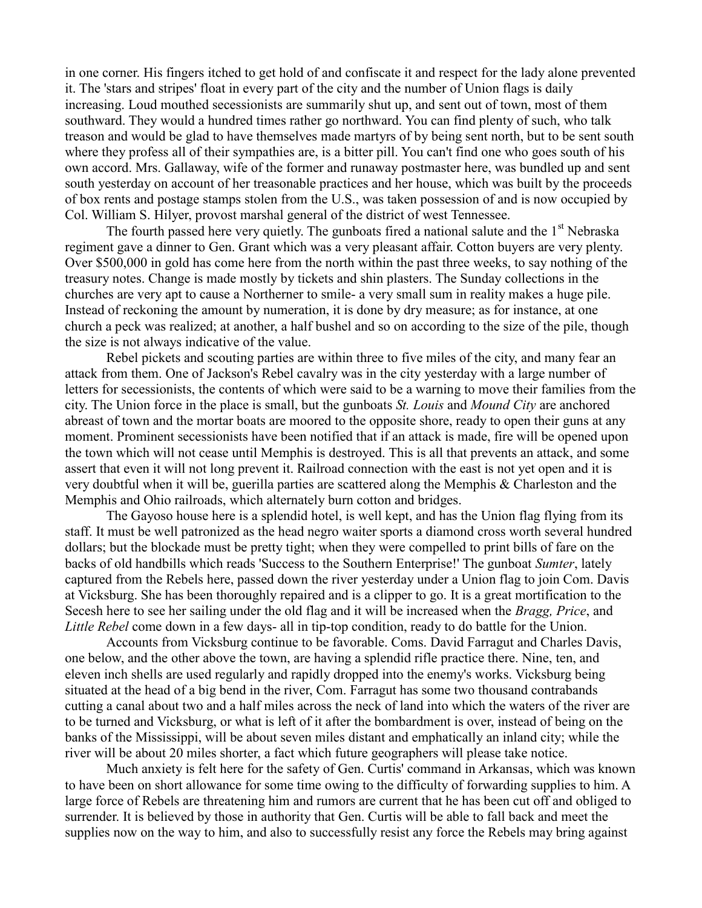in one corner. His fingers itched to get hold of and confiscate it and respect for the lady alone prevented it. The 'stars and stripes' float in every part of the city and the number of Union flags is daily increasing. Loud mouthed secessionists are summarily shut up, and sent out of town, most of them southward. They would a hundred times rather go northward. You can find plenty of such, who talk treason and would be glad to have themselves made martyrs of by being sent north, but to be sent south where they profess all of their sympathies are, is a bitter pill. You can't find one who goes south of his own accord. Mrs. Gallaway, wife of the former and runaway postmaster here, was bundled up and sent south yesterday on account of her treasonable practices and her house, which was built by the proceeds of box rents and postage stamps stolen from the U.S., was taken possession of and is now occupied by Col. William S. Hilyer, provost marshal general of the district of west Tennessee.

The fourth passed here very quietly. The gunboats fired a national salute and the 1st Nebraska regiment gave a dinner to Gen. Grant which was a very pleasant affair. Cotton buyers are very plenty. Over $500,000 in gold has come here from the north within the past three weeks, to say nothing of the treasury notes. Change is made mostly by tickets and shin plasters. The Sunday collections in the churches are very apt to cause a Northerner to smile- a very small sum in reality makes a huge pile. Instead of reckoning the amount by numeration, it is done by dry measure; as for instance, at one church a peck was realized; at another, a half bushel and so on according to the size of the pile, though the size is not always indicative of the value.

Rebel pickets and scouting parties are within three to five miles of the city, and many fear an attack from them. One of Jackson's Rebel cavalry was in the city yesterday with a large number of letters for secessionists, the contents of which were said to be a warning to move their families from the city. The Union force in the place is small, but the gunboats *St. Louis* and *Mound City* are anchored abreast of town and the mortar boats are moored to the opposite shore, ready to open their guns at any moment. Prominent secessionists have been notified that if an attack is made, fire will be opened upon the town which will not cease until Memphis is destroyed. This is all that prevents an attack, and some assert that even it will not long prevent it. Railroad connection with the east is not yet open and it is very doubtful when it will be, guerilla parties are scattered along the Memphis & Charleston and the Memphis and Ohio railroads, which alternately burn cotton and bridges.

The Gayoso house here is a splendid hotel, is well kept, and has the Union flag flying from its staff. It must be well patronized as the head negro waiter sports a diamond cross worth several hundred dollars; but the blockade must be pretty tight; when they were compelled to print bills of fare on the backs of old handbills which reads 'Success to the Southern Enterprise!' The gunboat *Sumter*, lately captured from the Rebels here, passed down the river yesterday under a Union flag to join Com. Davis at Vicksburg. She has been thoroughly repaired and is a clipper to go. It is a great mortification to the Secesh here to see her sailing under the old flag and it will be increased when the *Bragg, Price*, and *Little Rebel* come down in a few days- all in tip-top condition, ready to do battle for the Union.

Accounts from Vicksburg continue to be favorable. Coms. David Farragut and Charles Davis, one below, and the other above the town, are having a splendid rifle practice there. Nine, ten, and eleven inch shells are used regularly and rapidly dropped into the enemy's works. Vicksburg being situated at the head of a big bend in the river, Com. Farragut has some two thousand contrabands cutting a canal about two and a half miles across the neck of land into which the waters of the river are to be turned and Vicksburg, or what is left of it after the bombardment is over, instead of being on the banks of the Mississippi, will be about seven miles distant and emphatically an inland city; while the river will be about 20 miles shorter, a fact which future geographers will please take notice.

Much anxiety is felt here for the safety of Gen. Curtis' command in Arkansas, which was known to have been on short allowance for some time owing to the difficulty of forwarding supplies to him. A large force of Rebels are threatening him and rumors are current that he has been cut off and obliged to surrender. It is believed by those in authority that Gen. Curtis will be able to fall back and meet the supplies now on the way to him, and also to successfully resist any force the Rebels may bring against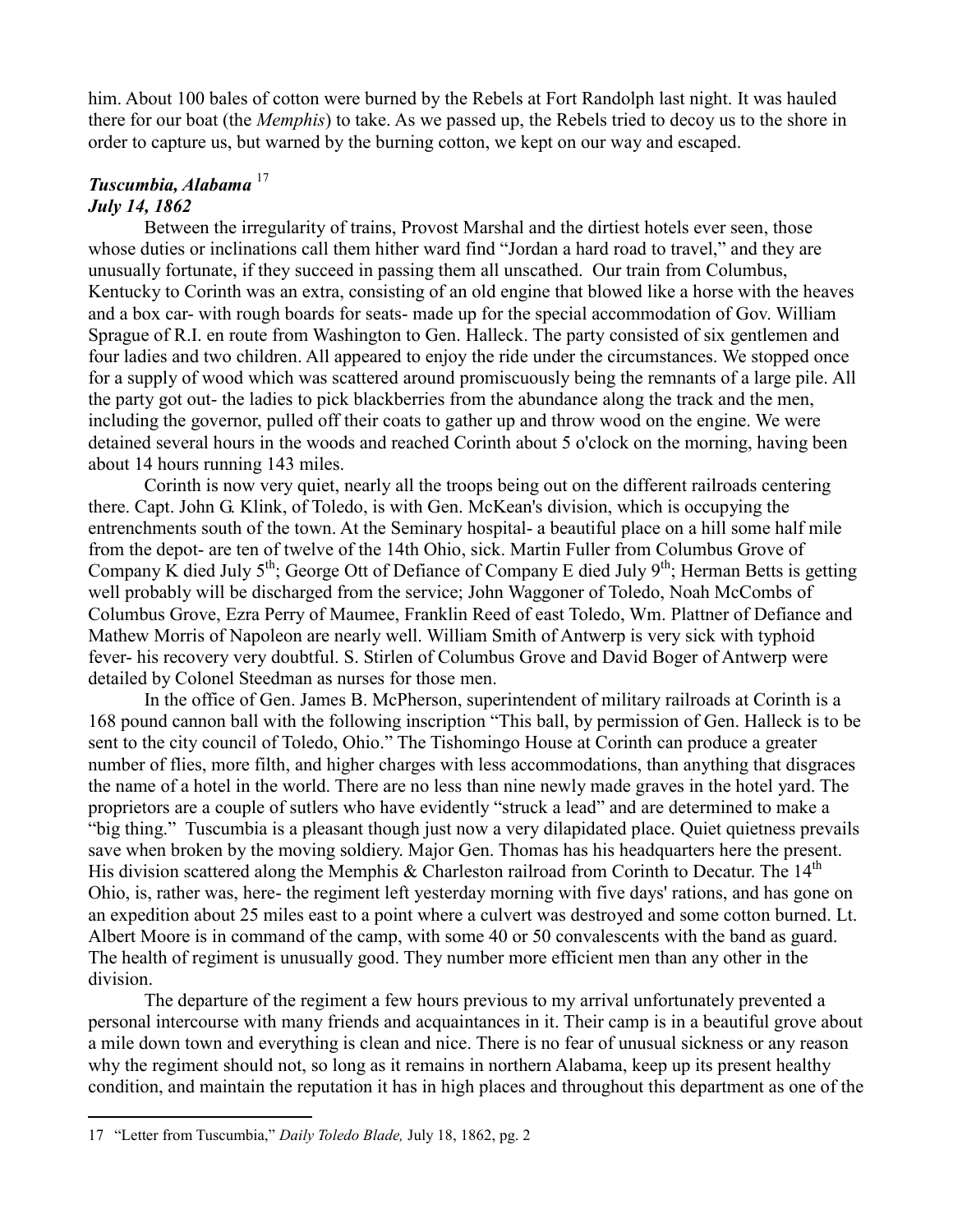him. About 100 bales of cotton were burned by the Rebels at Fort Randolph last night. It was hauled there for our boat (the *Memphis*) to take. As we passed up, the Rebels tried to decoy us to the shore in order to capture us, but warned by the burning cotton, we kept on our way and escaped.

### *Tuscumbia, Alabama* [17]
### *July 14, 1862*

Between the irregularity of trains, Provost Marshal and the dirtiest hotels ever seen, those whose duties or inclinations call them hither ward find "Jordan a hard road to travel," and they are unusually fortunate, if they succeed in passing them all unscathed. Our train from Columbus, Kentucky to Corinth was an extra, consisting of an old engine that blowed like a horse with the heaves and a box car- with rough boards for seats- made up for the special accommodation of Gov. William Sprague of R.I. en route from Washington to Gen. Halleck. The party consisted of six gentlemen and four ladies and two children. All appeared to enjoy the ride under the circumstances. We stopped once for a supply of wood which was scattered around promiscuously being the remnants of a large pile. All the party got out- the ladies to pick blackberries from the abundance along the track and the men, including the governor, pulled off their coats to gather up and throw wood on the engine. We were detained several hours in the woods and reached Corinth about 5 o'clock on the morning, having been about 14 hours running 143 miles.

Corinth is now very quiet, nearly all the troops being out on the different railroads centering there. Capt. John G. Klink, of Toledo, is with Gen. McKean's division, which is occupying the entrenchments south of the town. At the Seminary hospital- a beautiful place on a hill some half mile from the depot- are ten of twelve of the 14th Ohio, sick. Martin Fuller from Columbus Grove of Company K died July 5th; George Ott of Defiance of Company E died July 9th; Herman Betts is getting well probably will be discharged from the service; John Waggoner of Toledo, Noah McCombs of Columbus Grove, Ezra Perry of Maumee, Franklin Reed of east Toledo, Wm. Plattner of Defiance and Mathew Morris of Napoleon are nearly well. William Smith of Antwerp is very sick with typhoid fever- his recovery very doubtful. S. Stirlen of Columbus Grove and David Boger of Antwerp were detailed by Colonel Steedman as nurses for those men.

In the office of Gen. James B. McPherson, superintendent of military railroads at Corinth is a 168 pound cannon ball with the following inscription "This ball, by permission of Gen. Halleck is to be sent to the city council of Toledo, Ohio." The Tishomingo House at Corinth can produce a greater number of flies, more filth, and higher charges with less accommodations, than anything that disgraces the name of a hotel in the world. There are no less than nine newly made graves in the hotel yard. The proprietors are a couple of sutlers who have evidently "struck a lead" and are determined to make a "big thing." Tuscumbia is a pleasant though just now a very dilapidated place. Quiet quietness prevails save when broken by the moving soldiery. Major Gen. Thomas has his headquarters here the present. His division scattered along the Memphis & Charleston railroad from Corinth to Decatur. The 14th Ohio, is, rather was, here- the regiment left yesterday morning with five days' rations, and has gone on an expedition about 25 miles east to a point where a culvert was destroyed and some cotton burned. Lt. Albert Moore is in command of the camp, with some 40 or 50 convalescents with the band as guard. The health of regiment is unusually good. They number more efficient men than any other in the division.

The departure of the regiment a few hours previous to my arrival unfortunately prevented a personal intercourse with many friends and acquaintances in it. Their camp is in a beautiful grove about a mile down town and everything is clean and nice. There is no fear of unusual sickness or any reason why the regiment should not, so long as it remains in northern Alabama, keep up its present healthy condition, and maintain the reputation it has in high places and throughout this department as one of the

---

17 "Letter from Tuscumbia," *Daily Toledo Blade,* July 18, 1862, pg. 2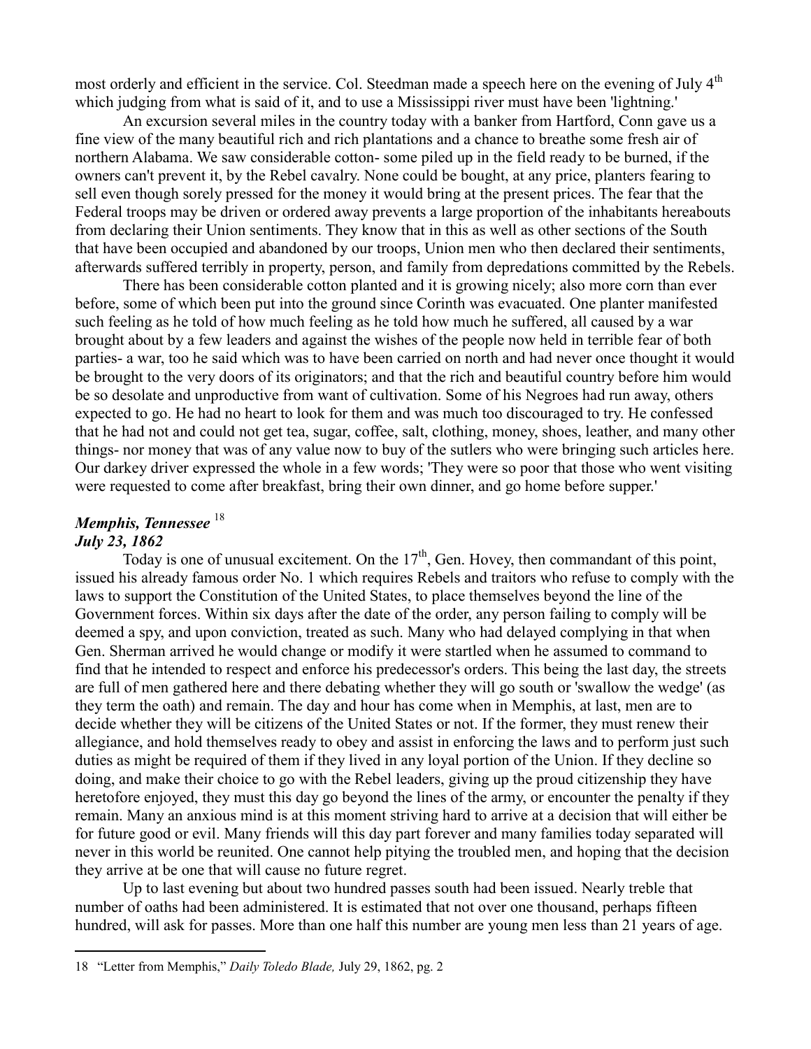most orderly and efficient in the service. Col. Steedman made a speech here on the evening of July 4th which judging from what is said of it, and to use a Mississippi river must have been 'lightning.'

An excursion several miles in the country today with a banker from Hartford, Conn gave us a fine view of the many beautiful rich and rich plantations and a chance to breathe some fresh air of northern Alabama. We saw considerable cotton- some piled up in the field ready to be burned, if the owners can't prevent it, by the Rebel cavalry. None could be bought, at any price, planters fearing to sell even though sorely pressed for the money it would bring at the present prices. The fear that the Federal troops may be driven or ordered away prevents a large proportion of the inhabitants hereabouts from declaring their Union sentiments. They know that in this as well as other sections of the South that have been occupied and abandoned by our troops, Union men who then declared their sentiments, afterwards suffered terribly in property, person, and family from depredations committed by the Rebels.

There has been considerable cotton planted and it is growing nicely; also more corn than ever before, some of which been put into the ground since Corinth was evacuated. One planter manifested such feeling as he told of how much feeling as he told how much he suffered, all caused by a war brought about by a few leaders and against the wishes of the people now held in terrible fear of both parties- a war, too he said which was to have been carried on north and had never once thought it would be brought to the very doors of its originators; and that the rich and beautiful country before him would be so desolate and unproductive from want of cultivation. Some of his Negroes had run away, others expected to go. He had no heart to look for them and was much too discouraged to try. He confessed that he had not and could not get tea, sugar, coffee, salt, clothing, money, shoes, leather, and many other things- nor money that was of any value now to buy of the sutlers who were bringing such articles here. Our darkey driver expressed the whole in a few words; 'They were so poor that those who went visiting were requested to come after breakfast, bring their own dinner, and go home before supper.'

### *Memphis, Tennessee* [18]
### *July 23, 1862*

Today is one of unusual excitement. On the 17th, Gen. Hovey, then commandant of this point, issued his already famous order No. 1 which requires Rebels and traitors who refuse to comply with the laws to support the Constitution of the United States, to place themselves beyond the line of the Government forces. Within six days after the date of the order, any person failing to comply will be deemed a spy, and upon conviction, treated as such. Many who had delayed complying in that when Gen. Sherman arrived he would change or modify it were startled when he assumed to command to find that he intended to respect and enforce his predecessor's orders. This being the last day, the streets are full of men gathered here and there debating whether they will go south or 'swallow the wedge' (as they term the oath) and remain. The day and hour has come when in Memphis, at last, men are to decide whether they will be citizens of the United States or not. If the former, they must renew their allegiance, and hold themselves ready to obey and assist in enforcing the laws and to perform just such duties as might be required of them if they lived in any loyal portion of the Union. If they decline so doing, and make their choice to go with the Rebel leaders, giving up the proud citizenship they have heretofore enjoyed, they must this day go beyond the lines of the army, or encounter the penalty if they remain. Many an anxious mind is at this moment striving hard to arrive at a decision that will either be for future good or evil. Many friends will this day part forever and many families today separated will never in this world be reunited. One cannot help pitying the troubled men, and hoping that the decision they arrive at be one that will cause no future regret.

Up to last evening but about two hundred passes south had been issued. Nearly treble that number of oaths had been administered. It is estimated that not over one thousand, perhaps fifteen hundred, will ask for passes. More than one half this number are young men less than 21 years of age.

---

18 "Letter from Memphis," *Daily Toledo Blade,* July 29, 1862, pg. 2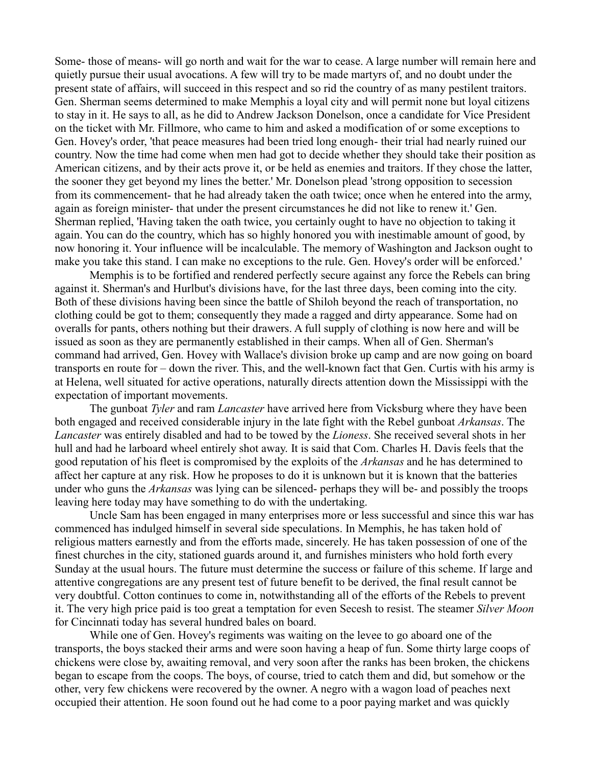Some- those of means- will go north and wait for the war to cease. A large number will remain here and quietly pursue their usual avocations. A few will try to be made martyrs of, and no doubt under the present state of affairs, will succeed in this respect and so rid the country of as many pestilent traitors. Gen. Sherman seems determined to make Memphis a loyal city and will permit none but loyal citizens to stay in it. He says to all, as he did to Andrew Jackson Donelson, once a candidate for Vice President on the ticket with Mr. Fillmore, who came to him and asked a modification of or some exceptions to Gen. Hovey's order, 'that peace measures had been tried long enough- their trial had nearly ruined our country. Now the time had come when men had got to decide whether they should take their position as American citizens, and by their acts prove it, or be held as enemies and traitors. If they chose the latter, the sooner they get beyond my lines the better.' Mr. Donelson plead 'strong opposition to secession from its commencement- that he had already taken the oath twice; once when he entered into the army, again as foreign minister- that under the present circumstances he did not like to renew it.' Gen. Sherman replied, 'Having taken the oath twice, you certainly ought to have no objection to taking it again. You can do the country, which has so highly honored you with inestimable amount of good, by now honoring it. Your influence will be incalculable. The memory of Washington and Jackson ought to make you take this stand. I can make no exceptions to the rule. Gen. Hovey's order will be enforced.'

Memphis is to be fortified and rendered perfectly secure against any force the Rebels can bring against it. Sherman's and Hurlbut's divisions have, for the last three days, been coming into the city. Both of these divisions having been since the battle of Shiloh beyond the reach of transportation, no clothing could be got to them; consequently they made a ragged and dirty appearance. Some had on overalls for pants, others nothing but their drawers. A full supply of clothing is now here and will be issued as soon as they are permanently established in their camps. When all of Gen. Sherman's command had arrived, Gen. Hovey with Wallace's division broke up camp and are now going on board transports en route for – down the river. This, and the well-known fact that Gen. Curtis with his army is at Helena, well situated for active operations, naturally directs attention down the Mississippi with the expectation of important movements.

The gunboat *Tyler* and ram *Lancaster* have arrived here from Vicksburg where they have been both engaged and received considerable injury in the late fight with the Rebel gunboat *Arkansas*. The *Lancaster* was entirely disabled and had to be towed by the *Lioness*. She received several shots in her hull and had he larboard wheel entirely shot away. It is said that Com. Charles H. Davis feels that the good reputation of his fleet is compromised by the exploits of the *Arkansas* and he has determined to affect her capture at any risk. How he proposes to do it is unknown but it is known that the batteries under who guns the *Arkansas* was lying can be silenced- perhaps they will be- and possibly the troops leaving here today may have something to do with the undertaking.

Uncle Sam has been engaged in many enterprises more or less successful and since this war has commenced has indulged himself in several side speculations. In Memphis, he has taken hold of religious matters earnestly and from the efforts made, sincerely. He has taken possession of one of the finest churches in the city, stationed guards around it, and furnishes ministers who hold forth every Sunday at the usual hours. The future must determine the success or failure of this scheme. If large and attentive congregations are any present test of future benefit to be derived, the final result cannot be very doubtful. Cotton continues to come in, notwithstanding all of the efforts of the Rebels to prevent it. The very high price paid is too great a temptation for even Secesh to resist. The steamer *Silver Moon* for Cincinnati today has several hundred bales on board.

While one of Gen. Hovey's regiments was waiting on the levee to go aboard one of the transports, the boys stacked their arms and were soon having a heap of fun. Some thirty large coops of chickens were close by, awaiting removal, and very soon after the ranks has been broken, the chickens began to escape from the coops. The boys, of course, tried to catch them and did, but somehow or the other, very few chickens were recovered by the owner. A negro with a wagon load of peaches next occupied their attention. He soon found out he had come to a poor paying market and was quickly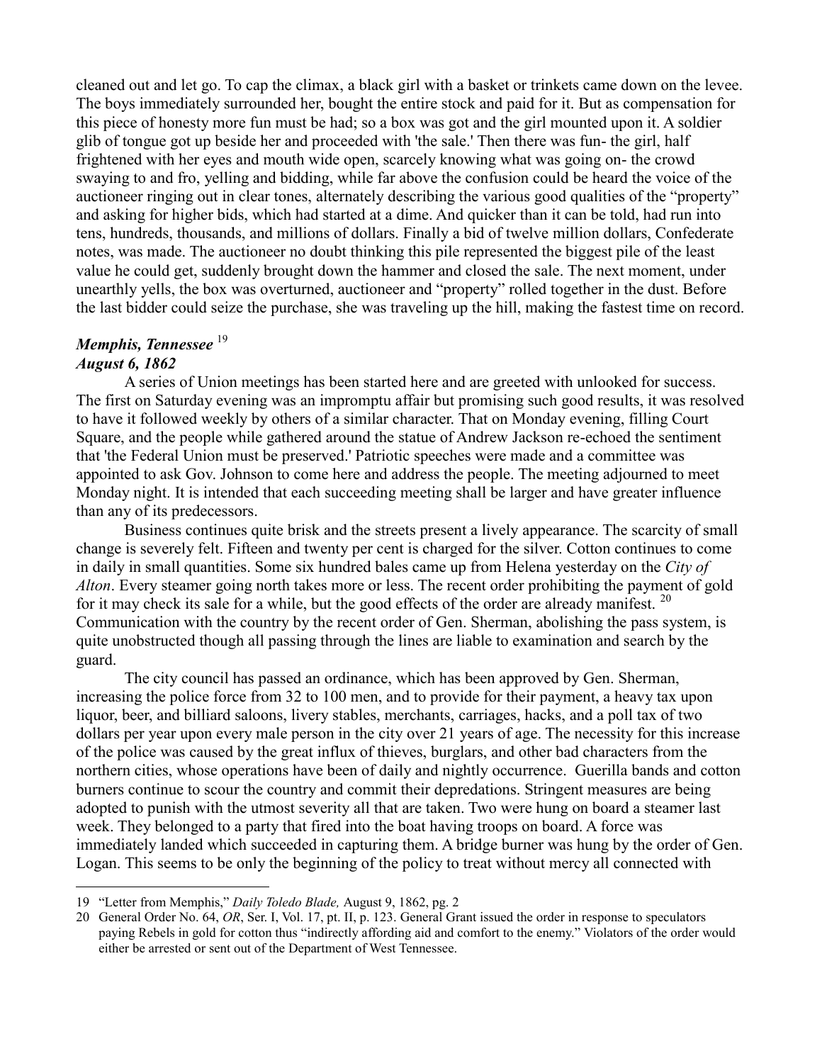cleaned out and let go. To cap the climax, a black girl with a basket or trinkets came down on the levee. The boys immediately surrounded her, bought the entire stock and paid for it. But as compensation for this piece of honesty more fun must be had; so a box was got and the girl mounted upon it. A soldier glib of tongue got up beside her and proceeded with 'the sale.' Then there was fun- the girl, half frightened with her eyes and mouth wide open, scarcely knowing what was going on- the crowd swaying to and fro, yelling and bidding, while far above the confusion could be heard the voice of the auctioneer ringing out in clear tones, alternately describing the various good qualities of the "property" and asking for higher bids, which had started at a dime. And quicker than it can be told, had run into tens, hundreds, thousands, and millions of dollars. Finally a bid of twelve million dollars, Confederate notes, was made. The auctioneer no doubt thinking this pile represented the biggest pile of the least value he could get, suddenly brought down the hammer and closed the sale. The next moment, under unearthly yells, the box was overturned, auctioneer and "property" rolled together in the dust. Before the last bidder could seize the purchase, she was traveling up the hill, making the fastest time on record.

### *Memphis, Tennessee* [19]
### *August 6, 1862*

A series of Union meetings has been started here and are greeted with unlooked for success. The first on Saturday evening was an impromptu affair but promising such good results, it was resolved to have it followed weekly by others of a similar character. That on Monday evening, filling Court Square, and the people while gathered around the statue of Andrew Jackson re-echoed the sentiment that 'the Federal Union must be preserved.' Patriotic speeches were made and a committee was appointed to ask Gov. Johnson to come here and address the people. The meeting adjourned to meet Monday night. It is intended that each succeeding meeting shall be larger and have greater influence than any of its predecessors.

Business continues quite brisk and the streets present a lively appearance. The scarcity of small change is severely felt. Fifteen and twenty per cent is charged for the silver. Cotton continues to come in daily in small quantities. Some six hundred bales came up from Helena yesterday on the *City of Alton*. Every steamer going north takes more or less. The recent order prohibiting the payment of gold for it may check its sale for a while, but the good effects of the order are already manifest. [20] Communication with the country by the recent order of Gen. Sherman, abolishing the pass system, is quite unobstructed though all passing through the lines are liable to examination and search by the guard.

The city council has passed an ordinance, which has been approved by Gen. Sherman, increasing the police force from 32 to 100 men, and to provide for their payment, a heavy tax upon liquor, beer, and billiard saloons, livery stables, merchants, carriages, hacks, and a poll tax of two dollars per year upon every male person in the city over 21 years of age. The necessity for this increase of the police was caused by the great influx of thieves, burglars, and other bad characters from the northern cities, whose operations have been of daily and nightly occurrence. Guerilla bands and cotton burners continue to scour the country and commit their depredations. Stringent measures are being adopted to punish with the utmost severity all that are taken. Two were hung on board a steamer last week. They belonged to a party that fired into the boat having troops on board. A force was immediately landed which succeeded in capturing them. A bridge burner was hung by the order of Gen. Logan. This seems to be only the beginning of the policy to treat without mercy all connected with

---

19 "Letter from Memphis," *Daily Toledo Blade,* August 9, 1862, pg. 2

20 General Order No. 64, *OR*, Ser. I, Vol. 17, pt. II, p. 123. General Grant issued the order in response to speculators paying Rebels in gold for cotton thus "indirectly affording aid and comfort to the enemy." Violators of the order would either be arrested or sent out of the Department of West Tennessee.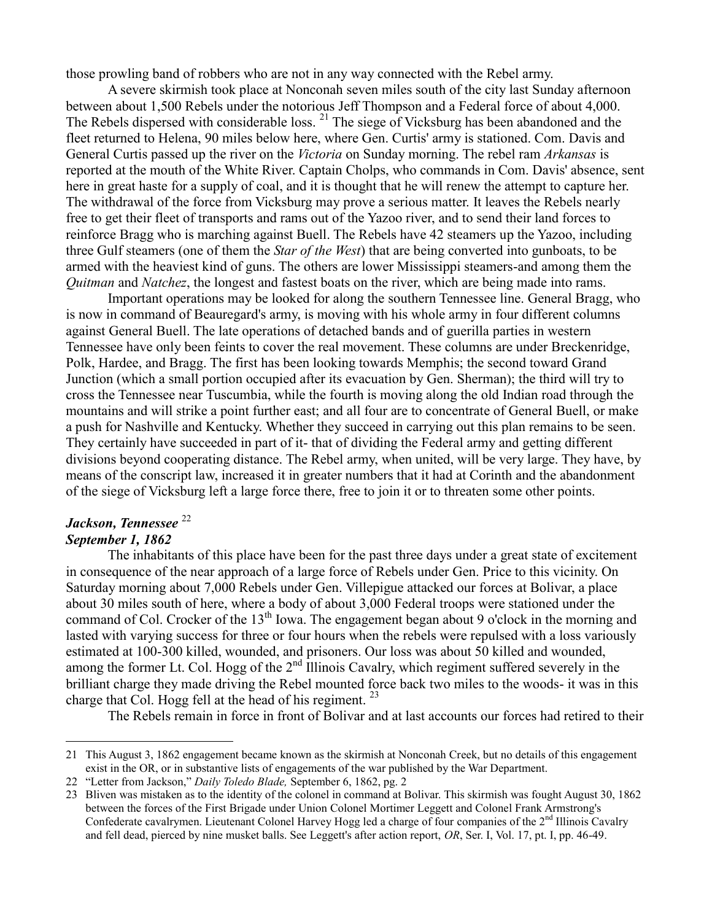those prowling band of robbers who are not in any way connected with the Rebel army.

A severe skirmish took place at Nonconah seven miles south of the city last Sunday afternoon between about 1,500 Rebels under the notorious Jeff Thompson and a Federal force of about 4,000. The Rebels dispersed with considerable loss.[21] The siege of Vicksburg has been abandoned and the fleet returned to Helena, 90 miles below here, where Gen. Curtis' army is stationed. Com. Davis and General Curtis passed up the river on the *Victoria* on Sunday morning. The rebel ram *Arkansas* is reported at the mouth of the White River. Captain Cholps, who commands in Com. Davis' absence, sent here in great haste for a supply of coal, and it is thought that he will renew the attempt to capture her. The withdrawal of the force from Vicksburg may prove a serious matter. It leaves the Rebels nearly free to get their fleet of transports and rams out of the Yazoo river, and to send their land forces to reinforce Bragg who is marching against Buell. The Rebels have 42 steamers up the Yazoo, including three Gulf steamers (one of them the *Star of the West*) that are being converted into gunboats, to be armed with the heaviest kind of guns. The others are lower Mississippi steamers-and among them the *Quitman* and *Natchez*, the longest and fastest boats on the river, which are being made into rams.

Important operations may be looked for along the southern Tennessee line. General Bragg, who is now in command of Beauregard's army, is moving with his whole army in four different columns against General Buell. The late operations of detached bands and of guerilla parties in western Tennessee have only been feints to cover the real movement. These columns are under Breckenridge, Polk, Hardee, and Bragg. The first has been looking towards Memphis; the second toward Grand Junction (which a small portion occupied after its evacuation by Gen. Sherman); the third will try to cross the Tennessee near Tuscumbia, while the fourth is moving along the old Indian road through the mountains and will strike a point further east; and all four are to concentrate of General Buell, or make a push for Nashville and Kentucky. Whether they succeed in carrying out this plan remains to be seen. They certainly have succeeded in part of it- that of dividing the Federal army and getting different divisions beyond cooperating distance. The Rebel army, when united, will be very large. They have, by means of the conscript law, increased it in greater numbers that it had at Corinth and the abandonment of the siege of Vicksburg left a large force there, free to join it or to threaten some other points.

### *Jackson, Tennessee*[22]
### *September 1, 1862*

The inhabitants of this place have been for the past three days under a great state of excitement in consequence of the near approach of a large force of Rebels under Gen. Price to this vicinity. On Saturday morning about 7,000 Rebels under Gen. Villepigue attacked our forces at Bolivar, a place about 30 miles south of here, where a body of about 3,000 Federal troops were stationed under the command of Col. Crocker of the 13th Iowa. The engagement began about 9 o'clock in the morning and lasted with varying success for three or four hours when the rebels were repulsed with a loss variously estimated at 100-300 killed, wounded, and prisoners. Our loss was about 50 killed and wounded, among the former Lt. Col. Hogg of the 2nd Illinois Cavalry, which regiment suffered severely in the brilliant charge they made driving the Rebel mounted force back two miles to the woods- it was in this charge that Col. Hogg fell at the head of his regiment.[23]

The Rebels remain in force in front of Bolivar and at last accounts our forces had retired to their

---

21 This August 3, 1862 engagement became known as the skirmish at Nonconah Creek, but no details of this engagement exist in the OR, or in substantive lists of engagements of the war published by the War Department.

22 "Letter from Jackson," *Daily Toledo Blade,* September 6, 1862, pg. 2

23 Bliven was mistaken as to the identity of the colonel in command at Bolivar. This skirmish was fought August 30, 1862 between the forces of the First Brigade under Union Colonel Mortimer Leggett and Colonel Frank Armstrong's Confederate cavalrymen. Lieutenant Colonel Harvey Hogg led a charge of four companies of the 2nd Illinois Cavalry and fell dead, pierced by nine musket balls. See Leggett's after action report, *OR*, Ser. I, Vol. 17, pt. I, pp. 46-49.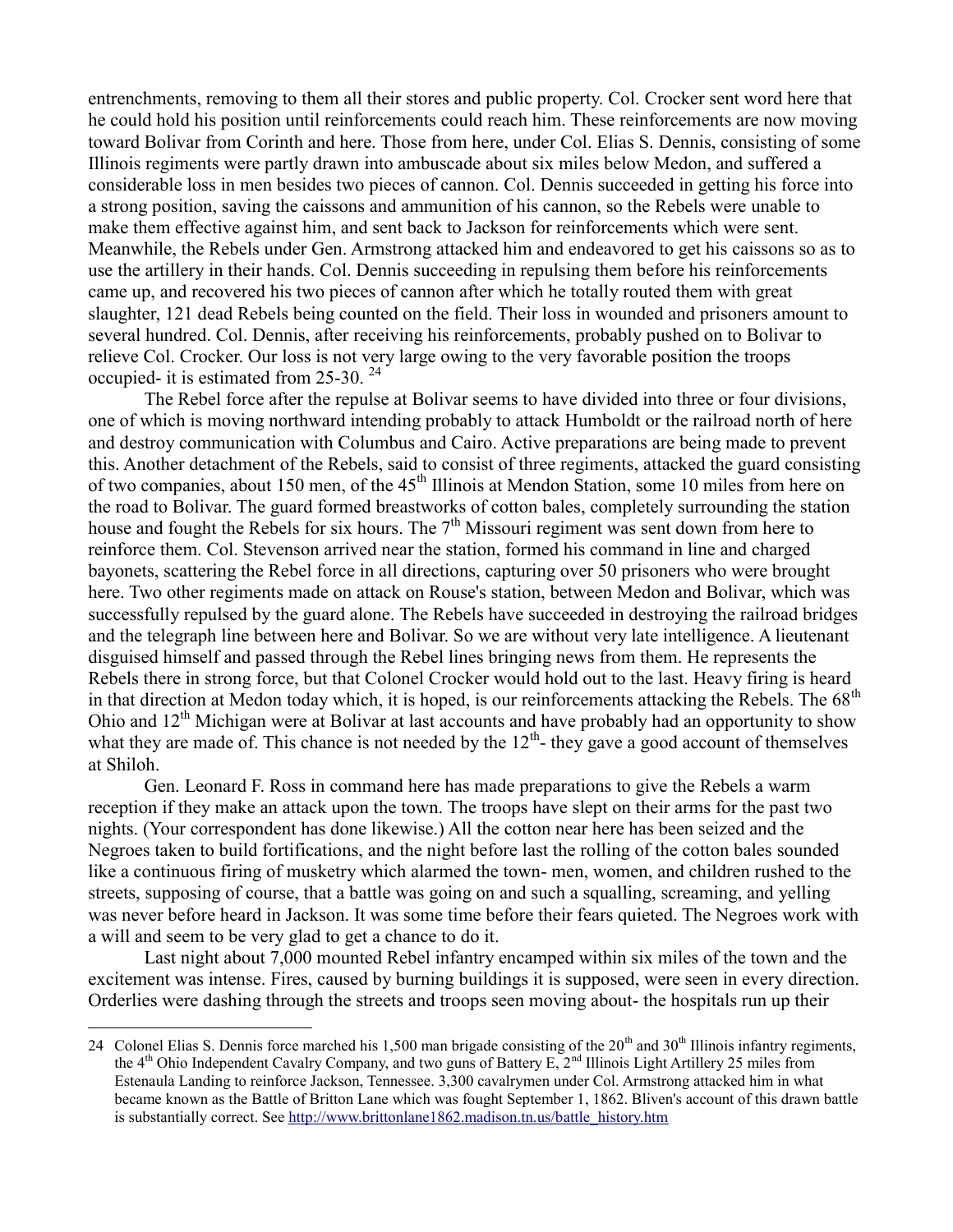entrenchments, removing to them all their stores and public property. Col. Crocker sent word here that he could hold his position until reinforcements could reach him. These reinforcements are now moving toward Bolivar from Corinth and here. Those from here, under Col. Elias S. Dennis, consisting of some Illinois regiments were partly drawn into ambuscade about six miles below Medon, and suffered a considerable loss in men besides two pieces of cannon. Col. Dennis succeeded in getting his force into a strong position, saving the caissons and ammunition of his cannon, so the Rebels were unable to make them effective against him, and sent back to Jackson for reinforcements which were sent. Meanwhile, the Rebels under Gen. Armstrong attacked him and endeavored to get his caissons so as to use the artillery in their hands. Col. Dennis succeeding in repulsing them before his reinforcements came up, and recovered his two pieces of cannon after which he totally routed them with great slaughter, 121 dead Rebels being counted on the field. Their loss in wounded and prisoners amount to several hundred. Col. Dennis, after receiving his reinforcements, probably pushed on to Bolivar to relieve Col. Crocker. Our loss is not very large owing to the very favorable position the troops occupied- it is estimated from 25-30. [24]

The Rebel force after the repulse at Bolivar seems to have divided into three or four divisions, one of which is moving northward intending probably to attack Humboldt or the railroad north of here and destroy communication with Columbus and Cairo. Active preparations are being made to prevent this. Another detachment of the Rebels, said to consist of three regiments, attacked the guard consisting of two companies, about 150 men, of the 45th Illinois at Mendon Station, some 10 miles from here on the road to Bolivar. The guard formed breastworks of cotton bales, completely surrounding the station house and fought the Rebels for six hours. The 7th Missouri regiment was sent down from here to reinforce them. Col. Stevenson arrived near the station, formed his command in line and charged bayonets, scattering the Rebel force in all directions, capturing over 50 prisoners who were brought here. Two other regiments made on attack on Rouse's station, between Medon and Bolivar, which was successfully repulsed by the guard alone. The Rebels have succeeded in destroying the railroad bridges and the telegraph line between here and Bolivar. So we are without very late intelligence. A lieutenant disguised himself and passed through the Rebel lines bringing news from them. He represents the Rebels there in strong force, but that Colonel Crocker would hold out to the last. Heavy firing is heard in that direction at Medon today which, it is hoped, is our reinforcements attacking the Rebels. The 68th Ohio and 12th Michigan were at Bolivar at last accounts and have probably had an opportunity to show what they are made of. This chance is not needed by the 12th- they gave a good account of themselves at Shiloh.

Gen. Leonard F. Ross in command here has made preparations to give the Rebels a warm reception if they make an attack upon the town. The troops have slept on their arms for the past two nights. (Your correspondent has done likewise.) All the cotton near here has been seized and the Negroes taken to build fortifications, and the night before last the rolling of the cotton bales sounded like a continuous firing of musketry which alarmed the town- men, women, and children rushed to the streets, supposing of course, that a battle was going on and such a squalling, screaming, and yelling was never before heard in Jackson. It was some time before their fears quieted. The Negroes work with a will and seem to be very glad to get a chance to do it.

Last night about 7,000 mounted Rebel infantry encamped within six miles of the town and the excitement was intense. Fires, caused by burning buildings it is supposed, were seen in every direction. Orderlies were dashing through the streets and troops seen moving about- the hospitals run up their

---

24 Colonel Elias S. Dennis force marched his 1,500 man brigade consisting of the 20th and 30th Illinois infantry regiments, the 4th Ohio Independent Cavalry Company, and two guns of Battery E, 2nd Illinois Light Artillery 25 miles from Estenaula Landing to reinforce Jackson, Tennessee. 3,300 cavalrymen under Col. Armstrong attacked him in what became known as the Battle of Britton Lane which was fought September 1, 1862. Bliven's account of this drawn battle is substantially correct. See http://www.brittonlane1862.madison.tn.us/battle_history.htm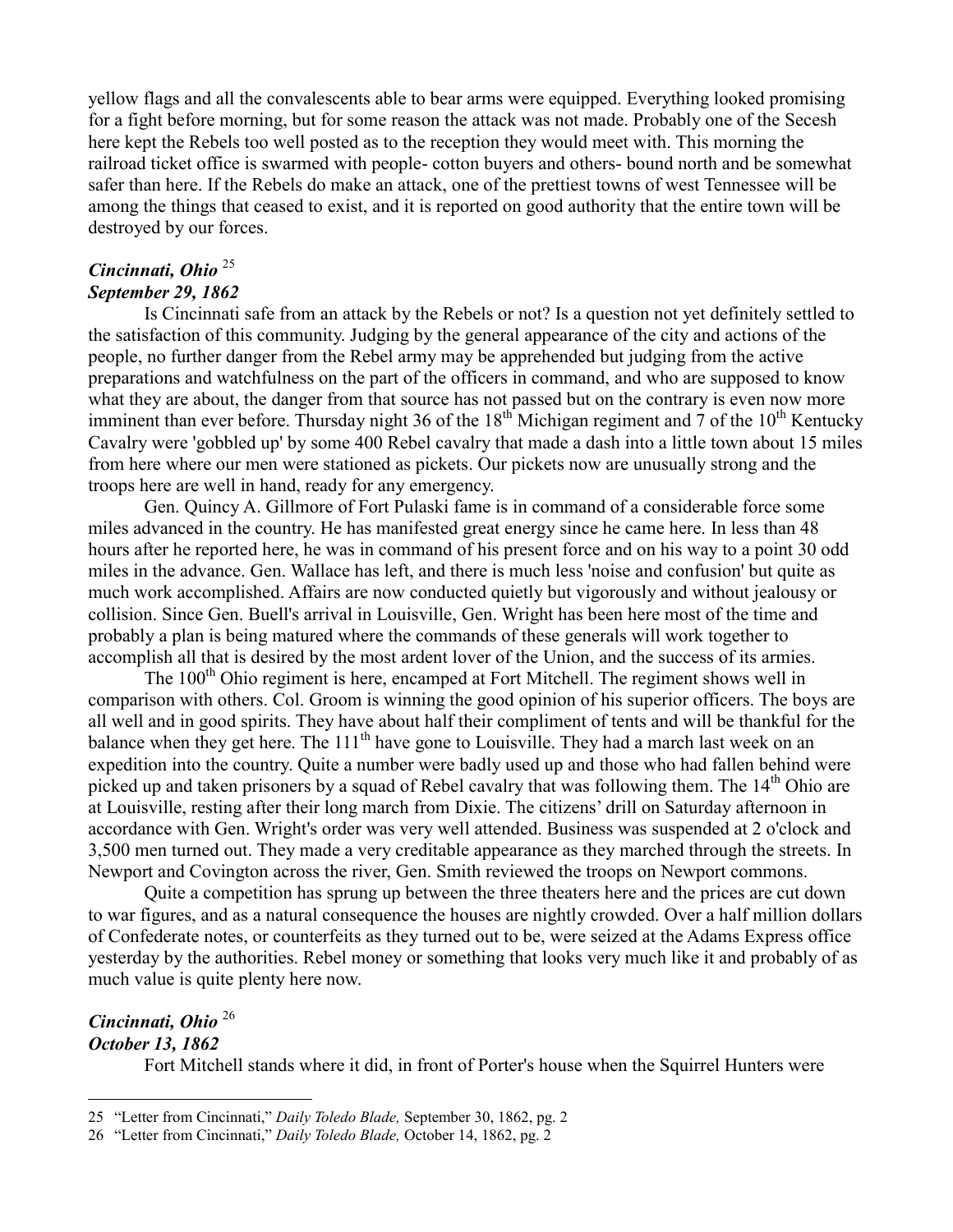yellow flags and all the convalescents able to bear arms were equipped. Everything looked promising for a fight before morning, but for some reason the attack was not made. Probably one of the Secesh here kept the Rebels too well posted as to the reception they would meet with. This morning the railroad ticket office is swarmed with people- cotton buyers and others- bound north and be somewhat safer than here. If the Rebels do make an attack, one of the prettiest towns of west Tennessee will be among the things that ceased to exist, and it is reported on good authority that the entire town will be destroyed by our forces.

### *Cincinnati, Ohio* [25]
### *September 29, 1862*

Is Cincinnati safe from an attack by the Rebels or not? Is a question not yet definitely settled to the satisfaction of this community. Judging by the general appearance of the city and actions of the people, no further danger from the Rebel army may be apprehended but judging from the active preparations and watchfulness on the part of the officers in command, and who are supposed to know what they are about, the danger from that source has not passed but on the contrary is even now more imminent than ever before. Thursday night 36 of the 18th Michigan regiment and 7 of the 10th Kentucky Cavalry were 'gobbled up' by some 400 Rebel cavalry that made a dash into a little town about 15 miles from here where our men were stationed as pickets. Our pickets now are unusually strong and the troops here are well in hand, ready for any emergency.

Gen. Quincy A. Gillmore of Fort Pulaski fame is in command of a considerable force some miles advanced in the country. He has manifested great energy since he came here. In less than 48 hours after he reported here, he was in command of his present force and on his way to a point 30 odd miles in the advance. Gen. Wallace has left, and there is much less 'noise and confusion' but quite as much work accomplished. Affairs are now conducted quietly but vigorously and without jealousy or collision. Since Gen. Buell's arrival in Louisville, Gen. Wright has been here most of the time and probably a plan is being matured where the commands of these generals will work together to accomplish all that is desired by the most ardent lover of the Union, and the success of its armies.

The 100th Ohio regiment is here, encamped at Fort Mitchell. The regiment shows well in comparison with others. Col. Groom is winning the good opinion of his superior officers. The boys are all well and in good spirits. They have about half their compliment of tents and will be thankful for the balance when they get here. The 111th have gone to Louisville. They had a march last week on an expedition into the country. Quite a number were badly used up and those who had fallen behind were picked up and taken prisoners by a squad of Rebel cavalry that was following them. The 14th Ohio are at Louisville, resting after their long march from Dixie. The citizens' drill on Saturday afternoon in accordance with Gen. Wright's order was very well attended. Business was suspended at 2 o'clock and 3,500 men turned out. They made a very creditable appearance as they marched through the streets. In Newport and Covington across the river, Gen. Smith reviewed the troops on Newport commons.

Quite a competition has sprung up between the three theaters here and the prices are cut down to war figures, and as a natural consequence the houses are nightly crowded. Over a half million dollars of Confederate notes, or counterfeits as they turned out to be, were seized at the Adams Express office yesterday by the authorities. Rebel money or something that looks very much like it and probably of as much value is quite plenty here now.

### *Cincinnati, Ohio* [26]
### *October 13, 1862*

Fort Mitchell stands where it did, in front of Porter's house when the Squirrel Hunters were

---

25 "Letter from Cincinnati," *Daily Toledo Blade,* September 30, 1862, pg. 2

26 "Letter from Cincinnati," *Daily Toledo Blade,* October 14, 1862, pg. 2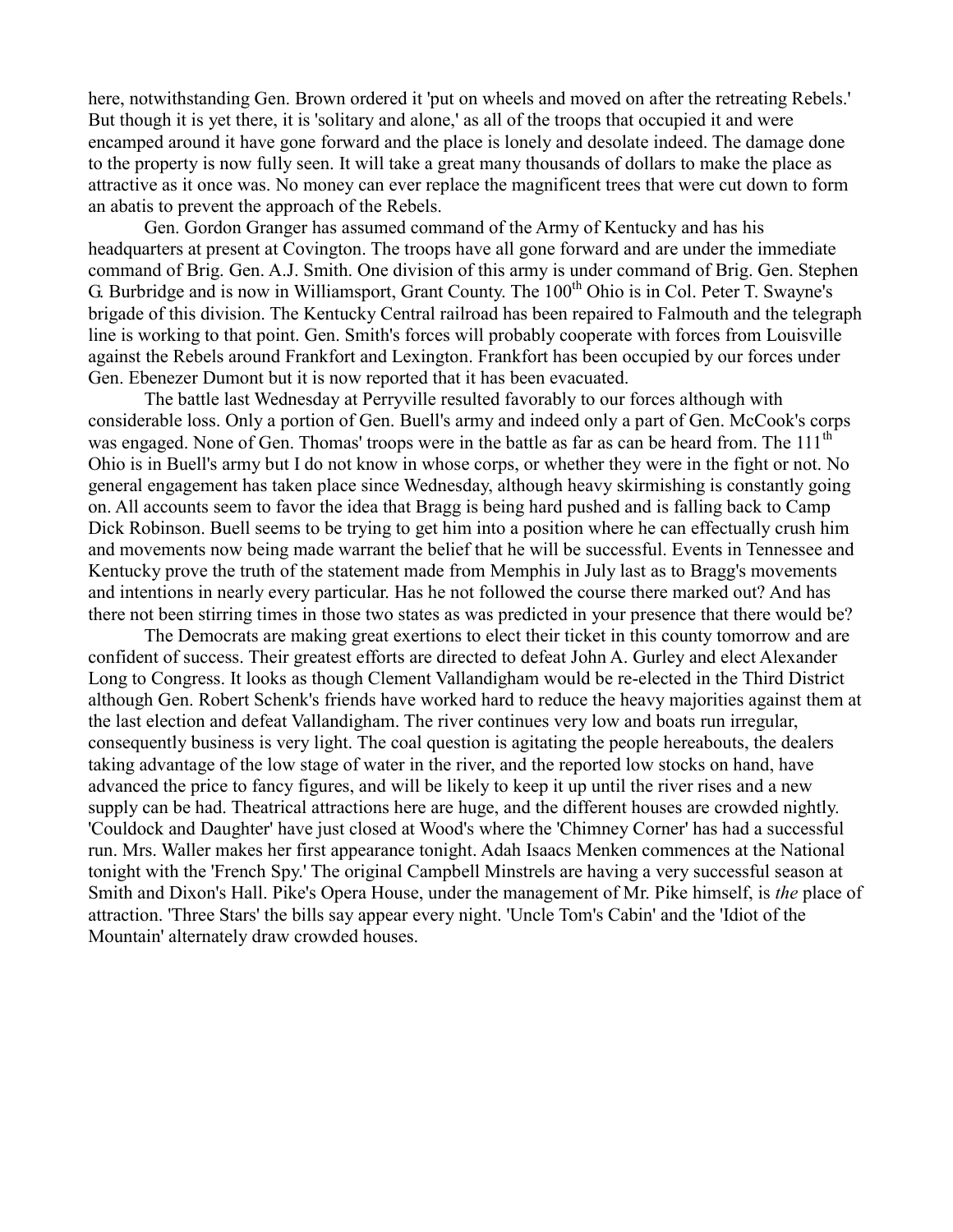here, notwithstanding Gen. Brown ordered it 'put on wheels and moved on after the retreating Rebels.' But though it is yet there, it is 'solitary and alone,' as all of the troops that occupied it and were encamped around it have gone forward and the place is lonely and desolate indeed. The damage done to the property is now fully seen. It will take a great many thousands of dollars to make the place as attractive as it once was. No money can ever replace the magnificent trees that were cut down to form an abatis to prevent the approach of the Rebels.

Gen. Gordon Granger has assumed command of the Army of Kentucky and has his headquarters at present at Covington. The troops have all gone forward and are under the immediate command of Brig. Gen. A.J. Smith. One division of this army is under command of Brig. Gen. Stephen G. Burbridge and is now in Williamsport, Grant County. The 100th Ohio is in Col. Peter T. Swayne's brigade of this division. The Kentucky Central railroad has been repaired to Falmouth and the telegraph line is working to that point. Gen. Smith's forces will probably cooperate with forces from Louisville against the Rebels around Frankfort and Lexington. Frankfort has been occupied by our forces under Gen. Ebenezer Dumont but it is now reported that it has been evacuated.

The battle last Wednesday at Perryville resulted favorably to our forces although with considerable loss. Only a portion of Gen. Buell's army and indeed only a part of Gen. McCook's corps was engaged. None of Gen. Thomas' troops were in the battle as far as can be heard from. The 111th Ohio is in Buell's army but I do not know in whose corps, or whether they were in the fight or not. No general engagement has taken place since Wednesday, although heavy skirmishing is constantly going on. All accounts seem to favor the idea that Bragg is being hard pushed and is falling back to Camp Dick Robinson. Buell seems to be trying to get him into a position where he can effectually crush him and movements now being made warrant the belief that he will be successful. Events in Tennessee and Kentucky prove the truth of the statement made from Memphis in July last as to Bragg's movements and intentions in nearly every particular. Has he not followed the course there marked out? And has there not been stirring times in those two states as was predicted in your presence that there would be?

The Democrats are making great exertions to elect their ticket in this county tomorrow and are confident of success. Their greatest efforts are directed to defeat John A. Gurley and elect Alexander Long to Congress. It looks as though Clement Vallandigham would be re-elected in the Third District although Gen. Robert Schenk's friends have worked hard to reduce the heavy majorities against them at the last election and defeat Vallandigham. The river continues very low and boats run irregular, consequently business is very light. The coal question is agitating the people hereabouts, the dealers taking advantage of the low stage of water in the river, and the reported low stocks on hand, have advanced the price to fancy figures, and will be likely to keep it up until the river rises and a new supply can be had. Theatrical attractions here are huge, and the different houses are crowded nightly. 'Couldock and Daughter' have just closed at Wood's where the 'Chimney Corner' has had a successful run. Mrs. Waller makes her first appearance tonight. Adah Isaacs Menken commences at the National tonight with the 'French Spy.' The original Campbell Minstrels are having a very successful season at Smith and Dixon's Hall. Pike's Opera House, under the management of Mr. Pike himself, is *the* place of attraction. 'Three Stars' the bills say appear every night. 'Uncle Tom's Cabin' and the 'Idiot of the Mountain' alternately draw crowded houses.